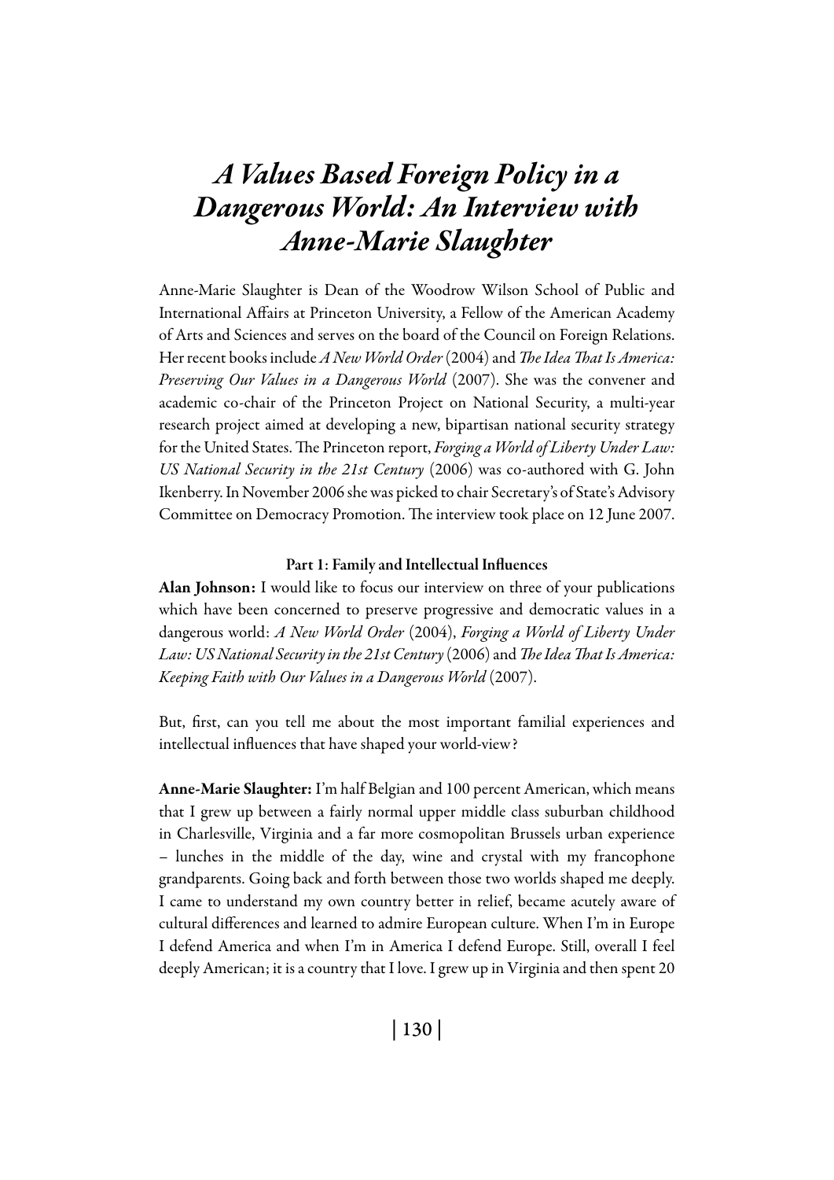# *A Values Based Foreign Policy in a Dangerous World: An Interview with Anne-Marie Slaughter*

Anne-Marie Slaughter is Dean of the Woodrow Wilson School of Public and International Affairs at Princeton University, a Fellow of the American Academy of Arts and Sciences and serves on the board of the Council on Foreign Relations. Her recent books include *A New World Order* (2004) and *The Idea That Is America: Preserving Our Values in a Dangerous World* (2007). She was the convener and academic co-chair of the Princeton Project on National Security, a multi-year research project aimed at developing a new, bipartisan national security strategy for the United States. The Princeton report, *Forging a World of Liberty Under Law: US National Security in the 21st Century* (2006) was co-authored with G. John Ikenberry. In November 2006 she was picked to chair Secretary's of State's Advisory Committee on Democracy Promotion. The interview took place on 12 June 2007.

### Part 1: Family and Intellectual Influences

**Alan Johnson:** I would like to focus our interview on three of your publications which have been concerned to preserve progressive and democratic values in a dangerous world: *A New World Order* (2004), *Forging a World of Liberty Under Law: US National Security in the 21st Century* (2006) and *The Idea That Is America: Keeping Faith with Our Values in a Dangerous World* (2007).

But, first, can you tell me about the most important familial experiences and intellectual influences that have shaped your world-view?

**Anne-Marie Slaughter:** I'm half Belgian and 100 percent American, which means that I grew up between a fairly normal upper middle class suburban childhood in Charlesville, Virginia and a far more cosmopolitan Brussels urban experience – lunches in the middle of the day, wine and crystal with my francophone grandparents. Going back and forth between those two worlds shaped me deeply. I came to understand my own country better in relief, became acutely aware of cultural differences and learned to admire European culture. When I'm in Europe I defend America and when I'm in America I defend Europe. Still, overall I feel deeply American; it is a country that I love. I grew up in Virginia and then spent 20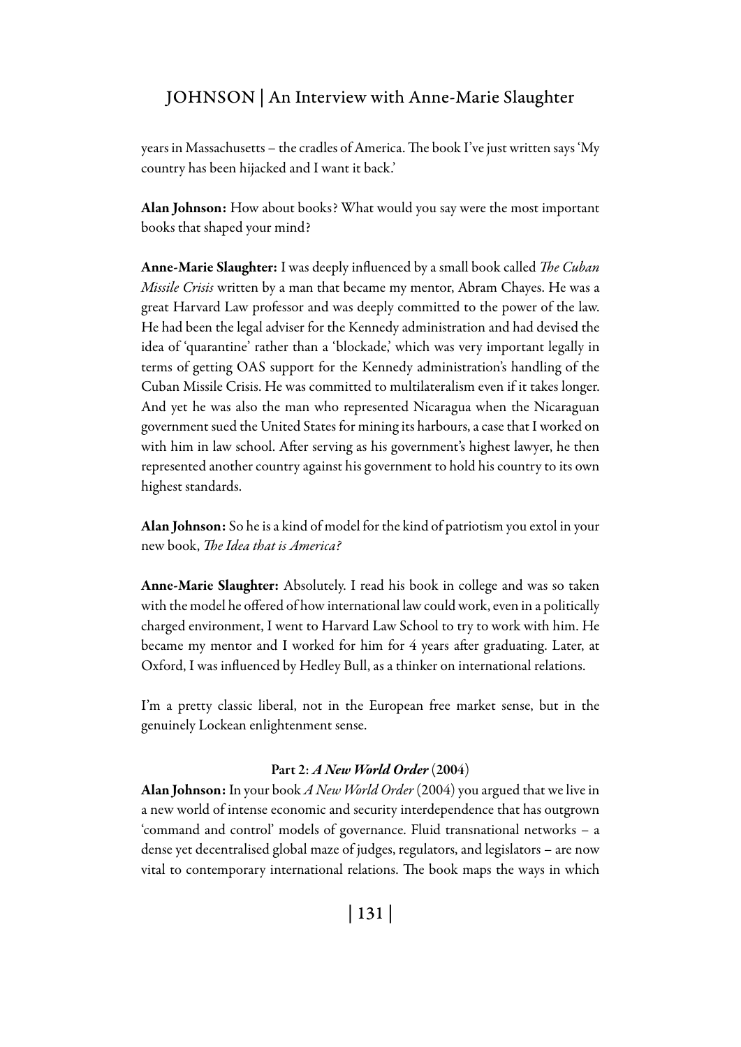years in Massachusetts – the cradles of America. The book I've just written says 'My country has been hijacked and I want it back.'

**Alan Johnson:** How about books? What would you say were the most important books that shaped your mind?

**Anne-Marie Slaughter:** I was deeply influenced by a small book called *The Cuban Missile Crisis* written by a man that became my mentor, Abram Chayes. He was a great Harvard Law professor and was deeply committed to the power of the law. He had been the legal adviser for the Kennedy administration and had devised the idea of 'quarantine' rather than a 'blockade,' which was very important legally in terms of getting OAS support for the Kennedy administration's handling of the Cuban Missile Crisis. He was committed to multilateralism even if it takes longer. And yet he was also the man who represented Nicaragua when the Nicaraguan government sued the United States for mining its harbours, a case that I worked on with him in law school. After serving as his government's highest lawyer, he then represented another country against his government to hold his country to its own highest standards.

**Alan Johnson:** So he is a kind of model for the kind of patriotism you extol in your new book, *The Idea that is America?*

**Anne-Marie Slaughter:** Absolutely. I read his book in college and was so taken with the model he offered of how international law could work, even in a politically charged environment, I went to Harvard Law School to try to work with him. He became my mentor and I worked for him for 4 years after graduating. Later, at Oxford, I was influenced by Hedley Bull, as a thinker on international relations.

I'm a pretty classic liberal, not in the European free market sense, but in the genuinely Lockean enlightenment sense.

### Part 2: *A New World Order* (2004)

**Alan Johnson:** In your book *A New World Order* (2004) you argued that we live in a new world of intense economic and security interdependence that has outgrown 'command and control' models of governance. Fluid transnational networks – a dense yet decentralised global maze of judges, regulators, and legislators – are now vital to contemporary international relations. The book maps the ways in which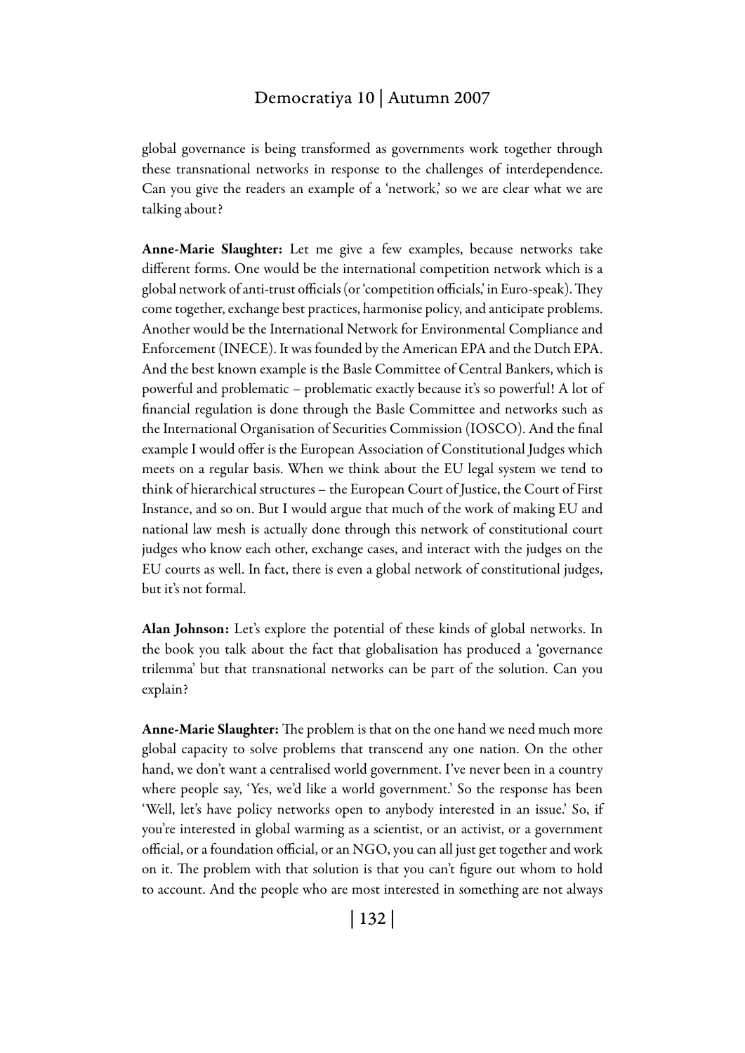global governance is being transformed as governments work together through these transnational networks in response to the challenges of interdependence. Can you give the readers an example of a 'network,' so we are clear what we are talking about?

**Anne-Marie Slaughter:** Let me give a few examples, because networks take different forms. One would be the international competition network which is a global network of anti-trust officials (or 'competition officials,' in Euro-speak). They come together, exchange best practices, harmonise policy, and anticipate problems. Another would be the International Network for Environmental Compliance and Enforcement (INECE). It was founded by the American EPA and the Dutch EPA. And the best known example is the Basle Committee of Central Bankers, which is powerful and problematic – problematic exactly because it's so powerful! A lot of financial regulation is done through the Basle Committee and networks such as the International Organisation of Securities Commission (IOSCO). And the final example I would offer is the European Association of Constitutional Judges which meets on a regular basis. When we think about the EU legal system we tend to think of hierarchical structures – the European Court of Justice, the Court of First Instance, and so on. But I would argue that much of the work of making EU and national law mesh is actually done through this network of constitutional court judges who know each other, exchange cases, and interact with the judges on the EU courts as well. In fact, there is even a global network of constitutional judges, but it's not formal.

**Alan Johnson:** Let's explore the potential of these kinds of global networks. In the book you talk about the fact that globalisation has produced a 'governance trilemma' but that transnational networks can be part of the solution. Can you explain?

**Anne-Marie Slaughter:** The problem is that on the one hand we need much more global capacity to solve problems that transcend any one nation. On the other hand, we don't want a centralised world government. I've never been in a country where people say, 'Yes, we'd like a world government.' So the response has been 'Well, let's have policy networks open to anybody interested in an issue.' So, if you're interested in global warming as a scientist, or an activist, or a government official, or a foundation official, or an NGO, you can all just get together and work on it. The problem with that solution is that you can't figure out whom to hold to account. And the people who are most interested in something are not always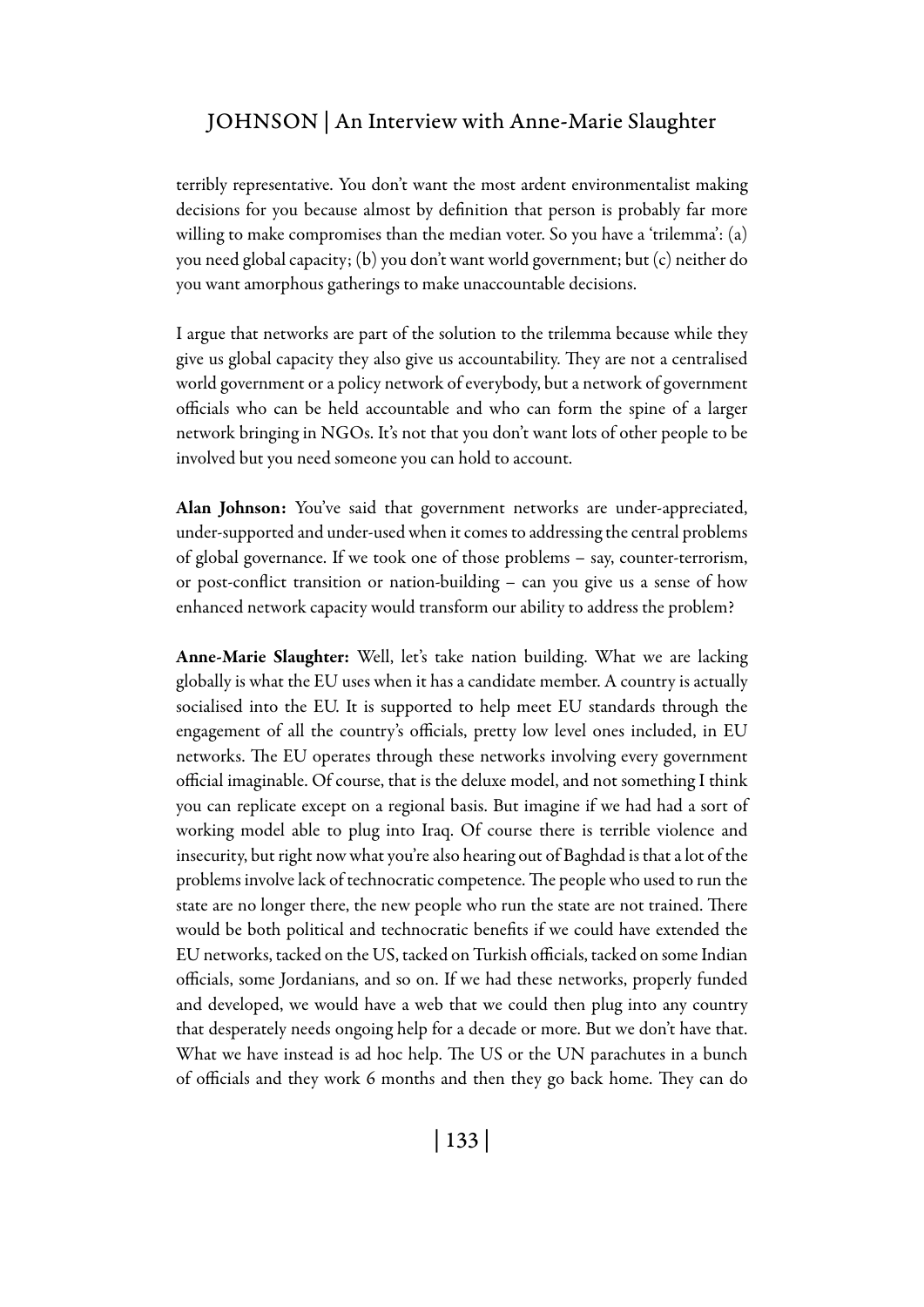terribly representative. You don't want the most ardent environmentalist making decisions for you because almost by definition that person is probably far more willing to make compromises than the median voter. So you have a 'trilemma': (a) you need global capacity; (b) you don't want world government; but (c) neither do you want amorphous gatherings to make unaccountable decisions.

I argue that networks are part of the solution to the trilemma because while they give us global capacity they also give us accountability. They are not a centralised world government or a policy network of everybody, but a network of government officials who can be held accountable and who can form the spine of a larger network bringing in NGOs. It's not that you don't want lots of other people to be involved but you need someone you can hold to account.

**Alan Johnson:** You've said that government networks are under-appreciated, under-supported and under-used when it comes to addressing the central problems of global governance. If we took one of those problems – say, counter-terrorism, or post-conflict transition or nation-building – can you give us a sense of how enhanced network capacity would transform our ability to address the problem?

**Anne-Marie Slaughter:** Well, let's take nation building. What we are lacking globally is what the EU uses when it has a candidate member. A country is actually socialised into the EU. It is supported to help meet EU standards through the engagement of all the country's officials, pretty low level ones included, in EU networks. The EU operates through these networks involving every government official imaginable. Of course, that is the deluxe model, and not something I think you can replicate except on a regional basis. But imagine if we had had a sort of working model able to plug into Iraq. Of course there is terrible violence and insecurity, but right now what you're also hearing out of Baghdad is that a lot of the problems involve lack of technocratic competence. The people who used to run the state are no longer there, the new people who run the state are not trained. There would be both political and technocratic benefits if we could have extended the EU networks, tacked on the US, tacked on Turkish officials, tacked on some Indian officials, some Jordanians, and so on. If we had these networks, properly funded and developed, we would have a web that we could then plug into any country that desperately needs ongoing help for a decade or more. But we don't have that. What we have instead is ad hoc help. The US or the UN parachutes in a bunch of officials and they work 6 months and then they go back home. They can do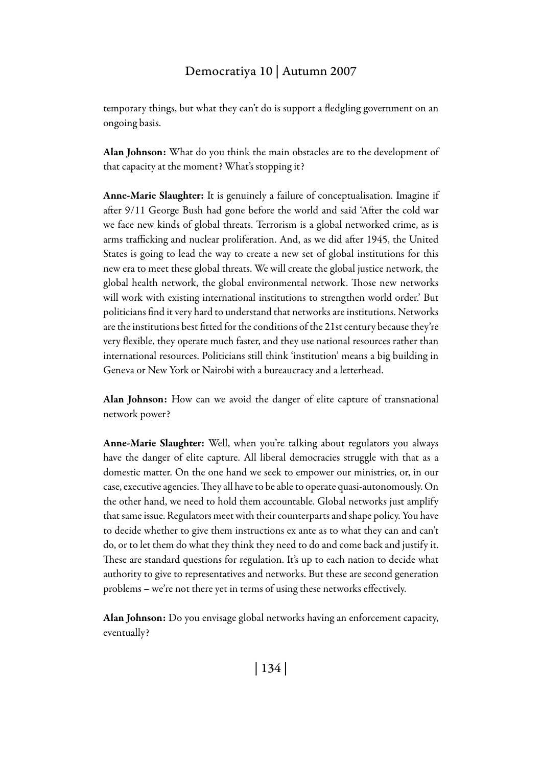temporary things, but what they can't do is support a fledgling government on an ongoing basis.

**Alan Johnson:** What do you think the main obstacles are to the development of that capacity at the moment? What's stopping it?

**Anne-Marie Slaughter:** It is genuinely a failure of conceptualisation. Imagine if after 9/11 George Bush had gone before the world and said 'After the cold war we face new kinds of global threats. Terrorism is a global networked crime, as is arms trafficking and nuclear proliferation. And, as we did after 1945, the United States is going to lead the way to create a new set of global institutions for this new era to meet these global threats. We will create the global justice network, the global health network, the global environmental network. Those new networks will work with existing international institutions to strengthen world order.' But politicians find it very hard to understand that networks are institutions. Networks are the institutions best fitted for the conditions of the 21st century because they're very flexible, they operate much faster, and they use national resources rather than international resources. Politicians still think 'institution' means a big building in Geneva or New York or Nairobi with a bureaucracy and a letterhead.

**Alan Johnson:** How can we avoid the danger of elite capture of transnational network power?

**Anne-Marie Slaughter:** Well, when you're talking about regulators you always have the danger of elite capture. All liberal democracies struggle with that as a domestic matter. On the one hand we seek to empower our ministries, or, in our case, executive agencies. They all have to be able to operate quasi-autonomously. On the other hand, we need to hold them accountable. Global networks just amplify that same issue. Regulators meet with their counterparts and shape policy. You have to decide whether to give them instructions ex ante as to what they can and can't do, or to let them do what they think they need to do and come back and justify it. These are standard questions for regulation. It's up to each nation to decide what authority to give to representatives and networks. But these are second generation problems – we're not there yet in terms of using these networks effectively.

**Alan Johnson:** Do you envisage global networks having an enforcement capacity, eventually?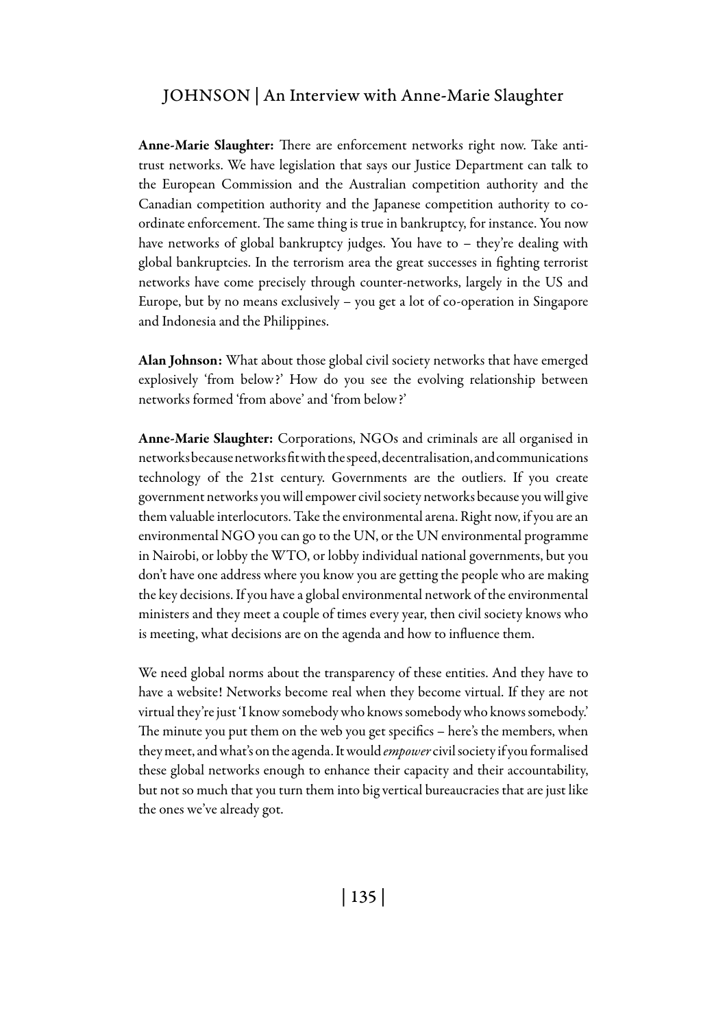**Anne-Marie Slaughter:** There are enforcement networks right now. Take anti-trust networks. We have legislation that says our Justice Department can talk to the European Commission and the Australian competition authority and the Canadian competition authority and the Japanese competition authority to co-ordinate enforcement. The same thing is true in bankruptcy, for instance. You now have networks of global bankruptcy judges. You have to – they're dealing with global bankruptcies. In the terrorism area the great successes in fighting terrorist networks have come precisely through counter-networks, largely in the US and Europe, but by no means exclusively – you get a lot of co-operation in Singapore and Indonesia and the Philippines.

**Alan Johnson:** What about those global civil society networks that have emerged explosively 'from below?' How do you see the evolving relationship between networks formed 'from above' and 'from below?'

**Anne-Marie Slaughter:** Corporations, NGOs and criminals are all organised in networks because networks fit with the speed, decentralisation, and communications technology of the 21st century. Governments are the outliers. If you create government networks you will empower civil society networks because you will give them valuable interlocutors. Take the environmental arena. Right now, if you are an environmental NGO you can go to the UN, or the UN environmental programme in Nairobi, or lobby the WTO, or lobby individual national governments, but you don't have one address where you know you are getting the people who are making the key decisions. If you have a global environmental network of the environmental ministers and they meet a couple of times every year, then civil society knows who is meeting, what decisions are on the agenda and how to influence them.

We need global norms about the transparency of these entities. And they have to have a website! Networks become real when they become virtual. If they are not virtual they're just 'I know somebody who knows somebody who knows somebody.' The minute you put them on the web you get specifics – here's the members, when they meet, and what's on the agenda. It would *empower* civil society if you formalised these global networks enough to enhance their capacity and their accountability, but not so much that you turn them into big vertical bureaucracies that are just like the ones we've already got.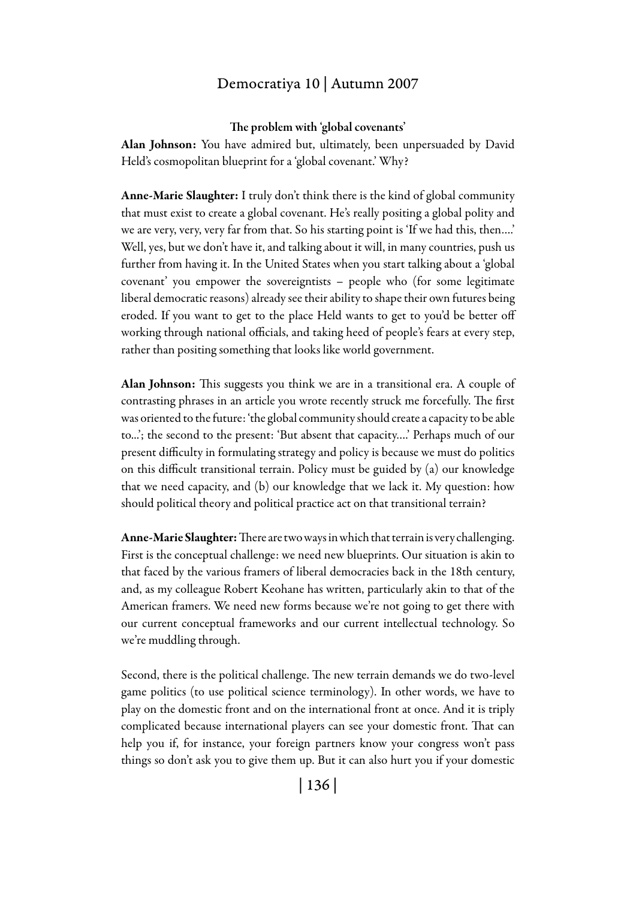### The problem with 'global covenants'

**Alan Johnson:** You have admired but, ultimately, been unpersuaded by David Held's cosmopolitan blueprint for a 'global covenant.' Why?

**Anne-Marie Slaughter:** I truly don't think there is the kind of global community that must exist to create a global covenant. He's really positing a global polity and we are very, very, very far from that. So his starting point is 'If we had this, then….' Well, yes, but we don't have it, and talking about it will, in many countries, push us further from having it. In the United States when you start talking about a 'global covenant' you empower the sovereigntists – people who (for some legitimate liberal democratic reasons) already see their ability to shape their own futures being eroded. If you want to get to the place Held wants to get to you'd be better off working through national officials, and taking heed of people's fears at every step, rather than positing something that looks like world government.

**Alan Johnson:** This suggests you think we are in a transitional era. A couple of contrasting phrases in an article you wrote recently struck me forcefully. The first was oriented to the future: 'the global community should create a capacity to be able to…'; the second to the present: 'But absent that capacity….' Perhaps much of our present difficulty in formulating strategy and policy is because we must do politics on this difficult transitional terrain. Policy must be guided by (a) our knowledge that we need capacity, and (b) our knowledge that we lack it. My question: how should political theory and political practice act on that transitional terrain?

**Anne-Marie Slaughter:** There are two ways in which that terrain is very challenging. First is the conceptual challenge: we need new blueprints. Our situation is akin to that faced by the various framers of liberal democracies back in the 18th century, and, as my colleague Robert Keohane has written, particularly akin to that of the American framers. We need new forms because we're not going to get there with our current conceptual frameworks and our current intellectual technology. So we're muddling through.

Second, there is the political challenge. The new terrain demands we do two-level game politics (to use political science terminology). In other words, we have to play on the domestic front and on the international front at once. And it is triply complicated because international players can see your domestic front. That can help you if, for instance, your foreign partners know your congress won't pass things so don't ask you to give them up. But it can also hurt you if your domestic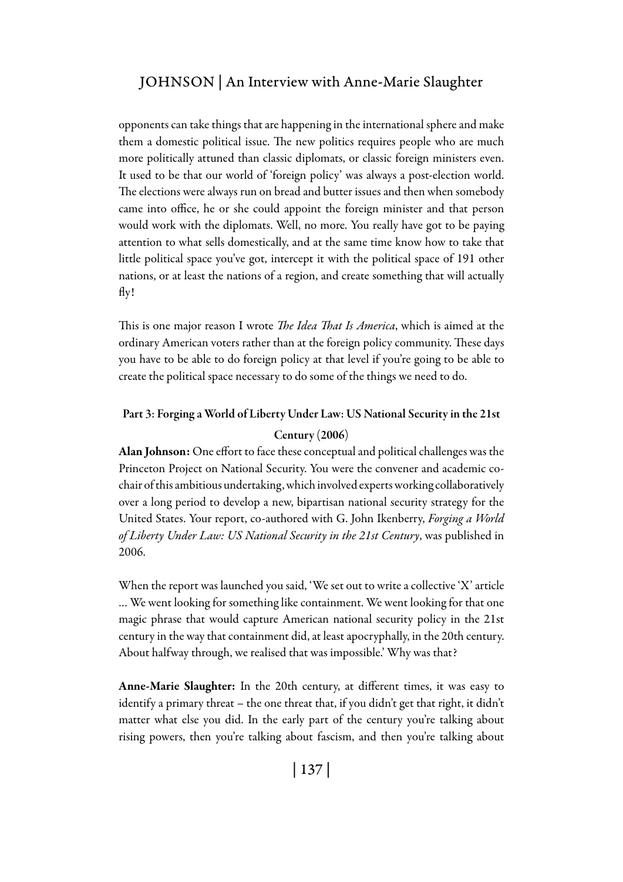opponents can take things that are happening in the international sphere and make them a domestic political issue. The new politics requires people who are much more politically attuned than classic diplomats, or classic foreign ministers even. It used to be that our world of 'foreign policy' was always a post-election world. The elections were always run on bread and butter issues and then when somebody came into office, he or she could appoint the foreign minister and that person would work with the diplomats. Well, no more. You really have got to be paying attention to what sells domestically, and at the same time know how to take that little political space you've got, intercept it with the political space of 191 other nations, or at least the nations of a region, and create something that will actually fly!

This is one major reason I wrote *The Idea That Is America*, which is aimed at the ordinary American voters rather than at the foreign policy community. These days you have to be able to do foreign policy at that level if you're going to be able to create the political space necessary to do some of the things we need to do.

## Part 3: Forging a World of Liberty Under Law: US National Security in the 21st Century (2006)

**Alan Johnson:** One effort to face these conceptual and political challenges was the Princeton Project on National Security. You were the convener and academic co-chair of this ambitious undertaking, which involved experts working collaboratively over a long period to develop a new, bipartisan national security strategy for the United States. Your report, co-authored with G. John Ikenberry, *Forging a World of Liberty Under Law: US National Security in the 21st Century*, was published in 2006.

When the report was launched you said, 'We set out to write a collective 'X' article … We went looking for something like containment. We went looking for that one magic phrase that would capture American national security policy in the 21st century in the way that containment did, at least apocryphally, in the 20th century. About halfway through, we realised that was impossible.' Why was that?

**Anne-Marie Slaughter:** In the 20th century, at different times, it was easy to identify a primary threat – the one threat that, if you didn't get that right, it didn't matter what else you did. In the early part of the century you're talking about rising powers, then you're talking about fascism, and then you're talking about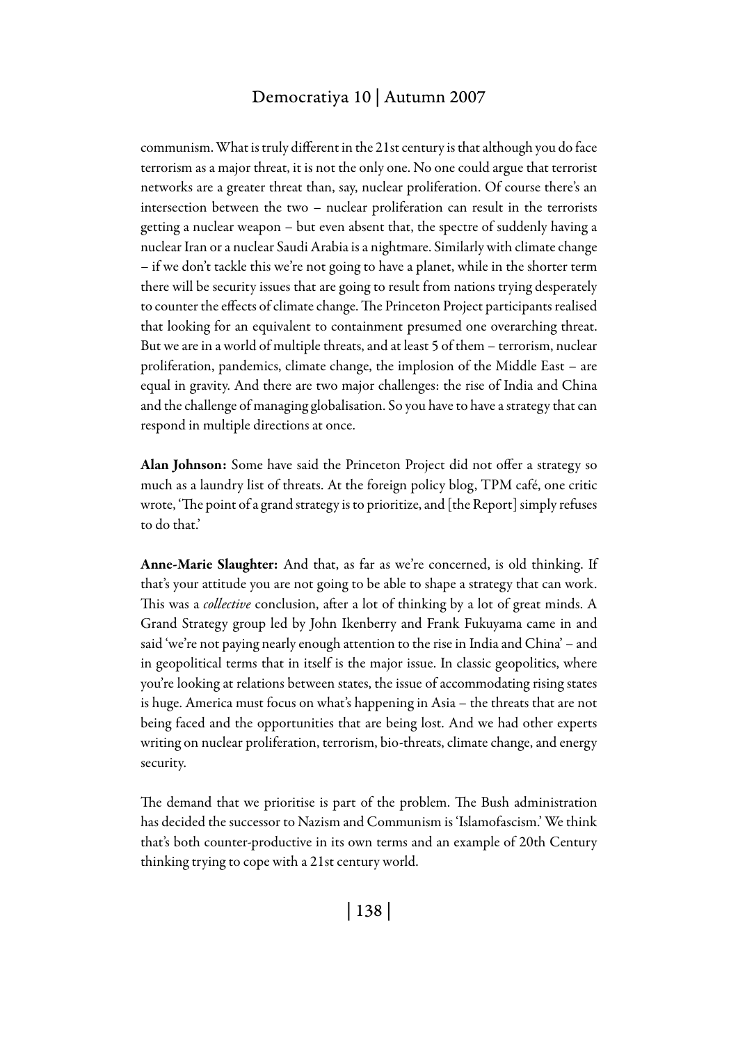communism. What is truly different in the 21st century is that although you do face terrorism as a major threat, it is not the only one. No one could argue that terrorist networks are a greater threat than, say, nuclear proliferation. Of course there's an intersection between the two – nuclear proliferation can result in the terrorists getting a nuclear weapon – but even absent that, the spectre of suddenly having a nuclear Iran or a nuclear Saudi Arabia is a nightmare. Similarly with climate change – if we don't tackle this we're not going to have a planet, while in the shorter term there will be security issues that are going to result from nations trying desperately to counter the effects of climate change. The Princeton Project participants realised that looking for an equivalent to containment presumed one overarching threat. But we are in a world of multiple threats, and at least 5 of them – terrorism, nuclear proliferation, pandemics, climate change, the implosion of the Middle East – are equal in gravity. And there are two major challenges: the rise of India and China and the challenge of managing globalisation. So you have to have a strategy that can respond in multiple directions at once.

**Alan Johnson:** Some have said the Princeton Project did not offer a strategy so much as a laundry list of threats. At the foreign policy blog, TPM café, one critic wrote, 'The point of a grand strategy is to prioritize, and [the Report] simply refuses to do that.'

**Anne-Marie Slaughter:** And that, as far as we're concerned, is old thinking. If that's your attitude you are not going to be able to shape a strategy that can work. This was a *collective* conclusion, after a lot of thinking by a lot of great minds. A Grand Strategy group led by John Ikenberry and Frank Fukuyama came in and said 'we're not paying nearly enough attention to the rise in India and China' – and in geopolitical terms that in itself is the major issue. In classic geopolitics, where you're looking at relations between states, the issue of accommodating rising states is huge. America must focus on what's happening in Asia – the threats that are not being faced and the opportunities that are being lost. And we had other experts writing on nuclear proliferation, terrorism, bio-threats, climate change, and energy security.

The demand that we prioritise is part of the problem. The Bush administration has decided the successor to Nazism and Communism is 'Islamofascism.' We think that's both counter-productive in its own terms and an example of 20th Century thinking trying to cope with a 21st century world.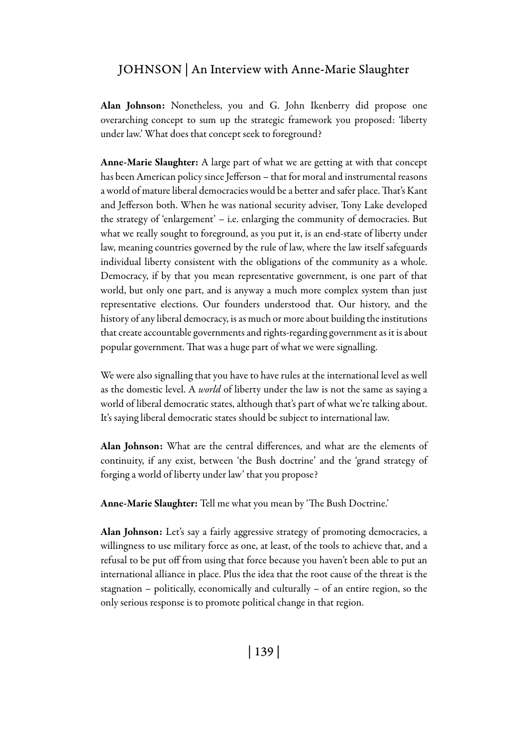**Alan Johnson:** Nonetheless, you and G. John Ikenberry did propose one overarching concept to sum up the strategic framework you proposed: 'liberty under law.' What does that concept seek to foreground?

**Anne-Marie Slaughter:** A large part of what we are getting at with that concept has been American policy since Jefferson – that for moral and instrumental reasons a world of mature liberal democracies would be a better and safer place. That's Kant and Jefferson both. When he was national security adviser, Tony Lake developed the strategy of 'enlargement' – i.e. enlarging the community of democracies. But what we really sought to foreground, as you put it, is an end-state of liberty under law, meaning countries governed by the rule of law, where the law itself safeguards individual liberty consistent with the obligations of the community as a whole. Democracy, if by that you mean representative government, is one part of that world, but only one part, and is anyway a much more complex system than just representative elections. Our founders understood that. Our history, and the history of any liberal democracy, is as much or more about building the institutions that create accountable governments and rights-regarding government as it is about popular government. That was a huge part of what we were signalling.

We were also signalling that you have to have rules at the international level as well as the domestic level. A *world* of liberty under the law is not the same as saying a world of liberal democratic states, although that's part of what we're talking about. It's saying liberal democratic states should be subject to international law.

**Alan Johnson:** What are the central differences, and what are the elements of continuity, if any exist, between 'the Bush doctrine' and the 'grand strategy of forging a world of liberty under law' that you propose?

**Anne-Marie Slaughter:** Tell me what you mean by 'The Bush Doctrine.'

**Alan Johnson:** Let's say a fairly aggressive strategy of promoting democracies, a willingness to use military force as one, at least, of the tools to achieve that, and a refusal to be put off from using that force because you haven't been able to put an international alliance in place. Plus the idea that the root cause of the threat is the stagnation – politically, economically and culturally – of an entire region, so the only serious response is to promote political change in that region.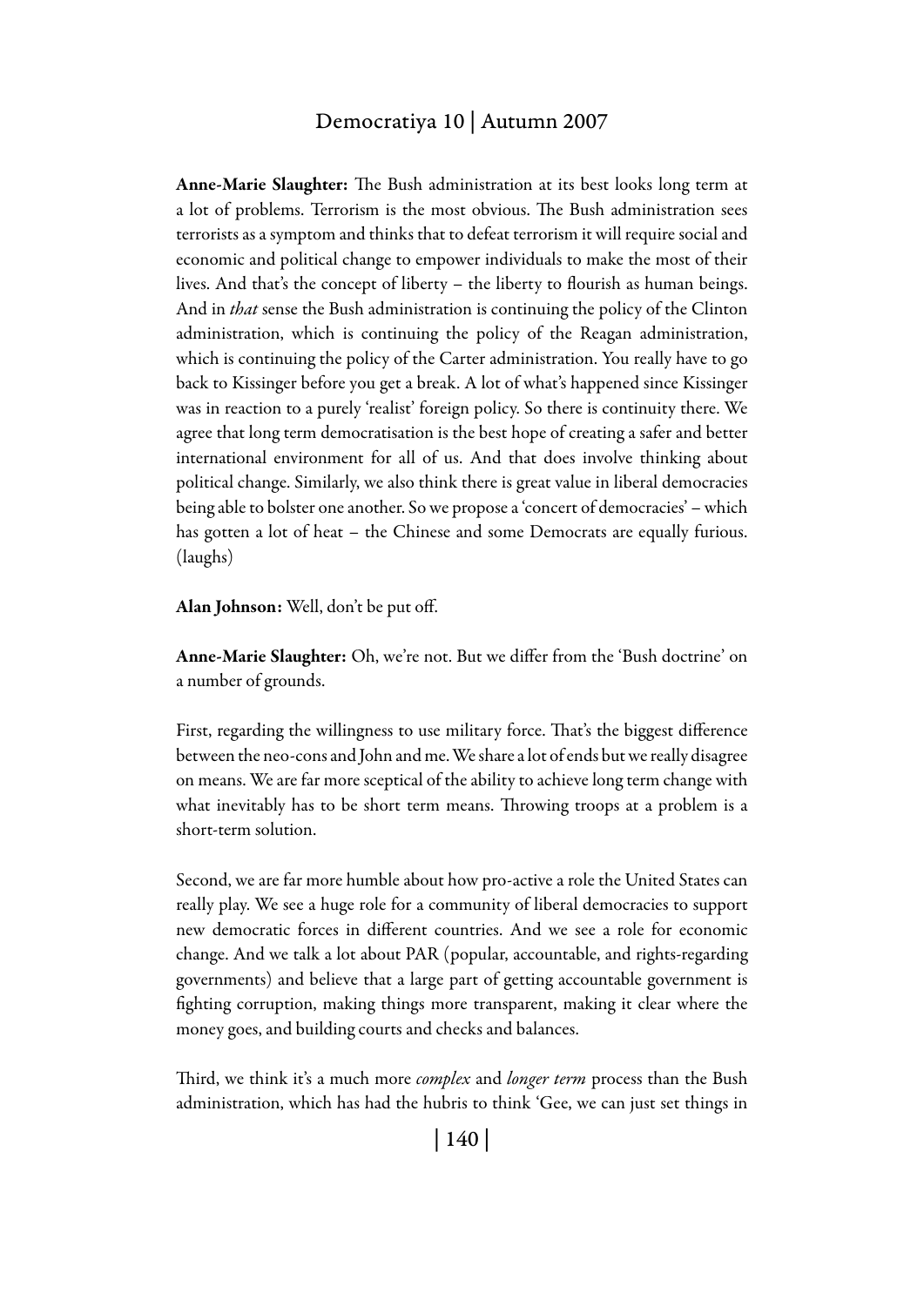**Anne-Marie Slaughter:** The Bush administration at its best looks long term at a lot of problems. Terrorism is the most obvious. The Bush administration sees terrorists as a symptom and thinks that to defeat terrorism it will require social and economic and political change to empower individuals to make the most of their lives. And that's the concept of liberty – the liberty to flourish as human beings. And in *that* sense the Bush administration is continuing the policy of the Clinton administration, which is continuing the policy of the Reagan administration, which is continuing the policy of the Carter administration. You really have to go back to Kissinger before you get a break. A lot of what's happened since Kissinger was in reaction to a purely 'realist' foreign policy. So there is continuity there. We agree that long term democratisation is the best hope of creating a safer and better international environment for all of us. And that does involve thinking about political change. Similarly, we also think there is great value in liberal democracies being able to bolster one another. So we propose a 'concert of democracies' – which has gotten a lot of heat – the Chinese and some Democrats are equally furious. (laughs)

**Alan Johnson:** Well, don't be put off.

**Anne-Marie Slaughter:** Oh, we're not. But we differ from the 'Bush doctrine' on a number of grounds.

First, regarding the willingness to use military force. That's the biggest difference between the neo-cons and John and me. We share a lot of ends but we really disagree on means. We are far more sceptical of the ability to achieve long term change with what inevitably has to be short term means. Throwing troops at a problem is a short-term solution.

Second, we are far more humble about how pro-active a role the United States can really play. We see a huge role for a community of liberal democracies to support new democratic forces in different countries. And we see a role for economic change. And we talk a lot about PAR (popular, accountable, and rights-regarding governments) and believe that a large part of getting accountable government is fighting corruption, making things more transparent, making it clear where the money goes, and building courts and checks and balances.

Third, we think it's a much more *complex* and *longer term* process than the Bush administration, which has had the hubris to think 'Gee, we can just set things in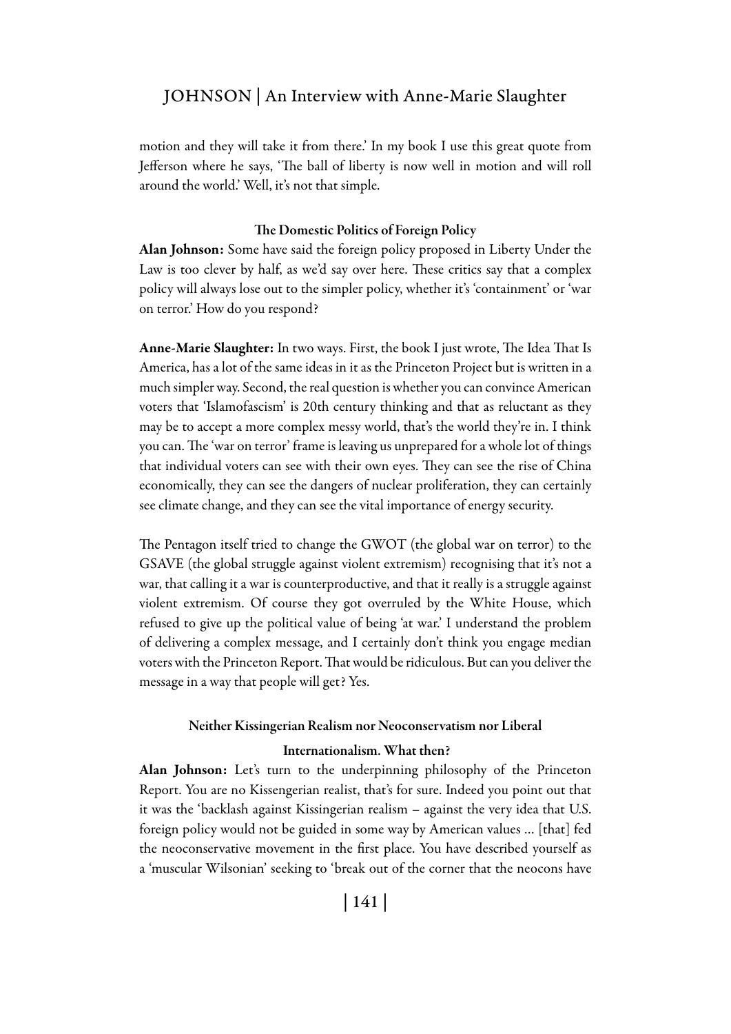motion and they will take it from there.' In my book I use this great quote from Jefferson where he says, 'The ball of liberty is now well in motion and will roll around the world.' Well, it's not that simple.

### The Domestic Politics of Foreign Policy

**Alan Johnson:** Some have said the foreign policy proposed in Liberty Under the Law is too clever by half, as we'd say over here. These critics say that a complex policy will always lose out to the simpler policy, whether it's 'containment' or 'war on terror.' How do you respond?

**Anne-Marie Slaughter:** In two ways. First, the book I just wrote, The Idea That Is America, has a lot of the same ideas in it as the Princeton Project but is written in a much simpler way. Second, the real question is whether you can convince American voters that 'Islamofascism' is 20th century thinking and that as reluctant as they may be to accept a more complex messy world, that's the world they're in. I think you can. The 'war on terror' frame is leaving us unprepared for a whole lot of things that individual voters can see with their own eyes. They can see the rise of China economically, they can see the dangers of nuclear proliferation, they can certainly see climate change, and they can see the vital importance of energy security.

The Pentagon itself tried to change the GWOT (the global war on terror) to the GSAVE (the global struggle against violent extremism) recognising that it's not a war, that calling it a war is counterproductive, and that it really is a struggle against violent extremism. Of course they got overruled by the White House, which refused to give up the political value of being 'at war.' I understand the problem of delivering a complex message, and I certainly don't think you engage median voters with the Princeton Report. That would be ridiculous. But can you deliver the message in a way that people will get? Yes.

### Neither Kissingerian Realism nor Neoconservatism nor Liberal Internationalism. What then?

**Alan Johnson:** Let's turn to the underpinning philosophy of the Princeton Report. You are no Kissengerian realist, that's for sure. Indeed you point out that it was the 'backlash against Kissingerian realism – against the very idea that U.S. foreign policy would not be guided in some way by American values … [that] fed the neoconservative movement in the first place. You have described yourself as a 'muscular Wilsonian' seeking to 'break out of the corner that the neocons have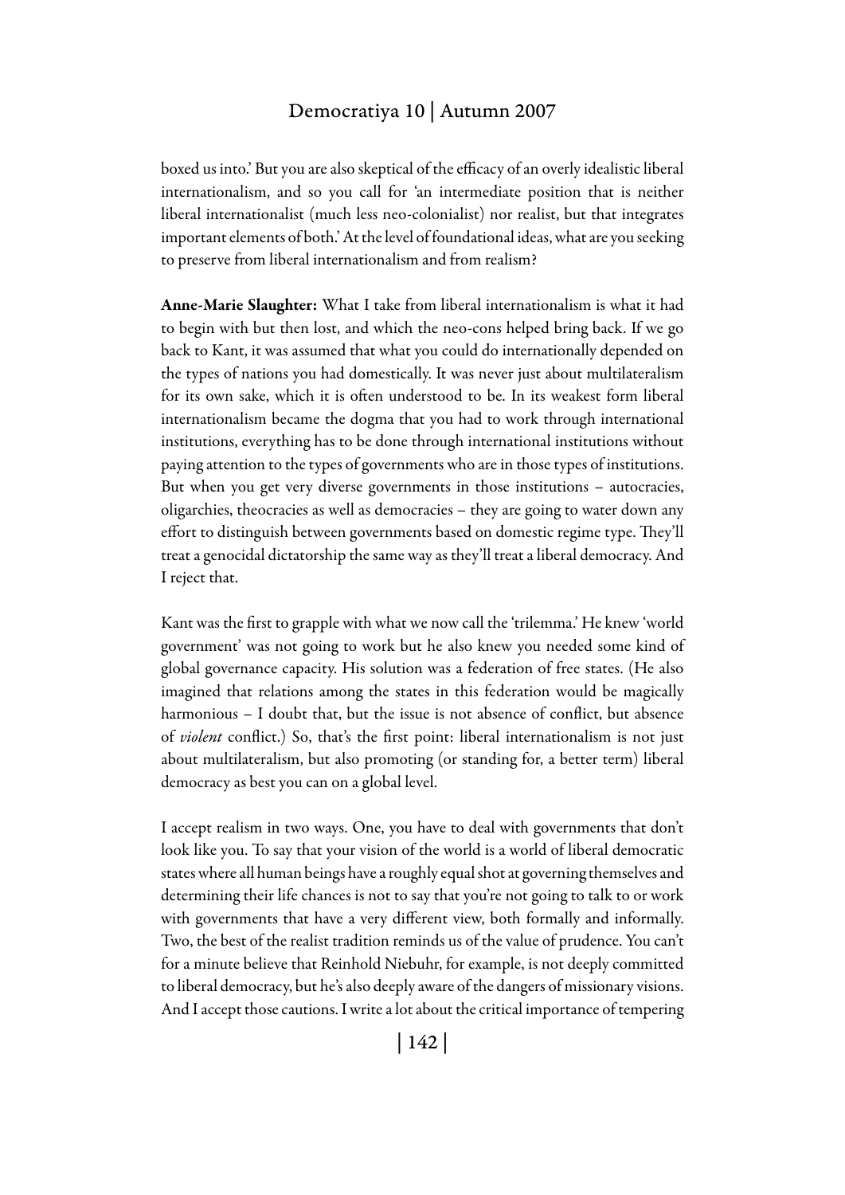boxed us into.' But you are also skeptical of the efficacy of an overly idealistic liberal internationalism, and so you call for 'an intermediate position that is neither liberal internationalist (much less neo-colonialist) nor realist, but that integrates important elements of both.' At the level of foundational ideas, what are you seeking to preserve from liberal internationalism and from realism?

**Anne-Marie Slaughter:** What I take from liberal internationalism is what it had to begin with but then lost, and which the neo-cons helped bring back. If we go back to Kant, it was assumed that what you could do internationally depended on the types of nations you had domestically. It was never just about multilateralism for its own sake, which it is often understood to be. In its weakest form liberal internationalism became the dogma that you had to work through international institutions, everything has to be done through international institutions without paying attention to the types of governments who are in those types of institutions. But when you get very diverse governments in those institutions – autocracies, oligarchies, theocracies as well as democracies – they are going to water down any effort to distinguish between governments based on domestic regime type. They'll treat a genocidal dictatorship the same way as they'll treat a liberal democracy. And I reject that.

Kant was the first to grapple with what we now call the 'trilemma.' He knew 'world government' was not going to work but he also knew you needed some kind of global governance capacity. His solution was a federation of free states. (He also imagined that relations among the states in this federation would be magically harmonious – I doubt that, but the issue is not absence of conflict, but absence of *violent* conflict.) So, that's the first point: liberal internationalism is not just about multilateralism, but also promoting (or standing for, a better term) liberal democracy as best you can on a global level.

I accept realism in two ways. One, you have to deal with governments that don't look like you. To say that your vision of the world is a world of liberal democratic states where all human beings have a roughly equal shot at governing themselves and determining their life chances is not to say that you're not going to talk to or work with governments that have a very different view, both formally and informally. Two, the best of the realist tradition reminds us of the value of prudence. You can't for a minute believe that Reinhold Niebuhr, for example, is not deeply committed to liberal democracy, but he's also deeply aware of the dangers of missionary visions. And I accept those cautions. I write a lot about the critical importance of tempering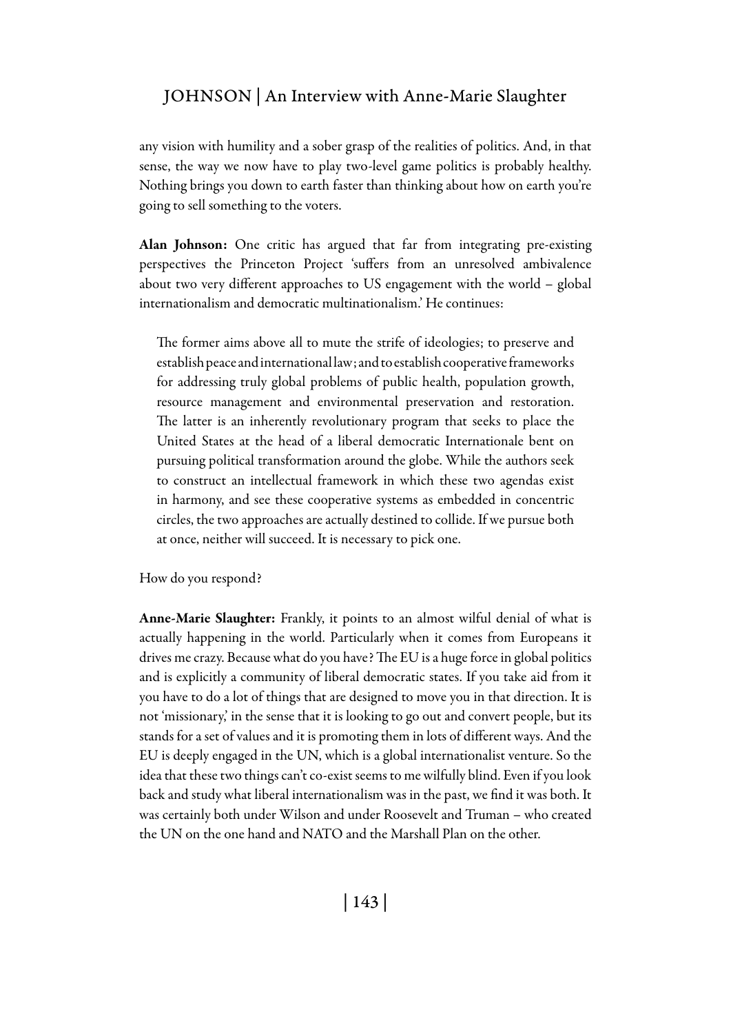any vision with humility and a sober grasp of the realities of politics. And, in that sense, the way we now have to play two-level game politics is probably healthy. Nothing brings you down to earth faster than thinking about how on earth you're going to sell something to the voters.

**Alan Johnson:** One critic has argued that far from integrating pre-existing perspectives the Princeton Project 'suffers from an unresolved ambivalence about two very different approaches to US engagement with the world – global internationalism and democratic multinationalism.' He continues:

> The former aims above all to mute the strife of ideologies; to preserve and establish peace and international law; and to establish cooperative frameworks for addressing truly global problems of public health, population growth, resource management and environmental preservation and restoration. The latter is an inherently revolutionary program that seeks to place the United States at the head of a liberal democratic Internationale bent on pursuing political transformation around the globe. While the authors seek to construct an intellectual framework in which these two agendas exist in harmony, and see these cooperative systems as embedded in concentric circles, the two approaches are actually destined to collide. If we pursue both at once, neither will succeed. It is necessary to pick one.

How do you respond?

**Anne-Marie Slaughter:** Frankly, it points to an almost wilful denial of what is actually happening in the world. Particularly when it comes from Europeans it drives me crazy. Because what do you have? The EU is a huge force in global politics and is explicitly a community of liberal democratic states. If you take aid from it you have to do a lot of things that are designed to move you in that direction. It is not 'missionary,' in the sense that it is looking to go out and convert people, but its stands for a set of values and it is promoting them in lots of different ways. And the EU is deeply engaged in the UN, which is a global internationalist venture. So the idea that these two things can't co-exist seems to me wilfully blind. Even if you look back and study what liberal internationalism was in the past, we find it was both. It was certainly both under Wilson and under Roosevelt and Truman – who created the UN on the one hand and NATO and the Marshall Plan on the other.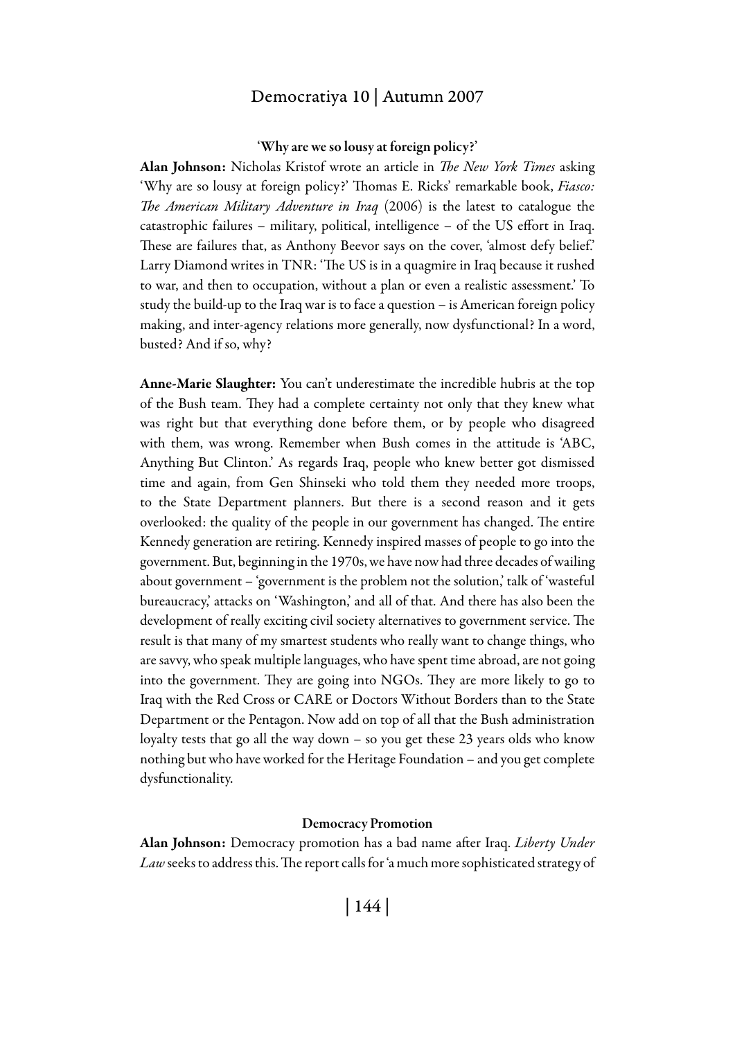### 'Why are we so lousy at foreign policy?'

**Alan Johnson:** Nicholas Kristof wrote an article in *The New York Times* asking 'Why are so lousy at foreign policy?' Thomas E. Ricks' remarkable book, *Fiasco: The American Military Adventure in Iraq* (2006) is the latest to catalogue the catastrophic failures – military, political, intelligence – of the US effort in Iraq. These are failures that, as Anthony Beevor says on the cover, 'almost defy belief.' Larry Diamond writes in TNR: 'The US is in a quagmire in Iraq because it rushed to war, and then to occupation, without a plan or even a realistic assessment.' To study the build-up to the Iraq war is to face a question – is American foreign policy making, and inter-agency relations more generally, now dysfunctional? In a word, busted? And if so, why?

**Anne-Marie Slaughter:** You can't underestimate the incredible hubris at the top of the Bush team. They had a complete certainty not only that they knew what was right but that everything done before them, or by people who disagreed with them, was wrong. Remember when Bush comes in the attitude is 'ABC, Anything But Clinton.' As regards Iraq, people who knew better got dismissed time and again, from Gen Shinseki who told them they needed more troops, to the State Department planners. But there is a second reason and it gets overlooked: the quality of the people in our government has changed. The entire Kennedy generation are retiring. Kennedy inspired masses of people to go into the government. But, beginning in the 1970s, we have now had three decades of wailing about government – 'government is the problem not the solution,' talk of 'wasteful bureaucracy,' attacks on 'Washington,' and all of that. And there has also been the development of really exciting civil society alternatives to government service. The result is that many of my smartest students who really want to change things, who are savvy, who speak multiple languages, who have spent time abroad, are not going into the government. They are going into NGOs. They are more likely to go to Iraq with the Red Cross or CARE or Doctors Without Borders than to the State Department or the Pentagon. Now add on top of all that the Bush administration loyalty tests that go all the way down – so you get these 23 years olds who know nothing but who have worked for the Heritage Foundation – and you get complete dysfunctionality.

### Democracy Promotion

**Alan Johnson:** Democracy promotion has a bad name after Iraq. *Liberty Under Law* seeks to address this. The report calls for 'a much more sophisticated strategy of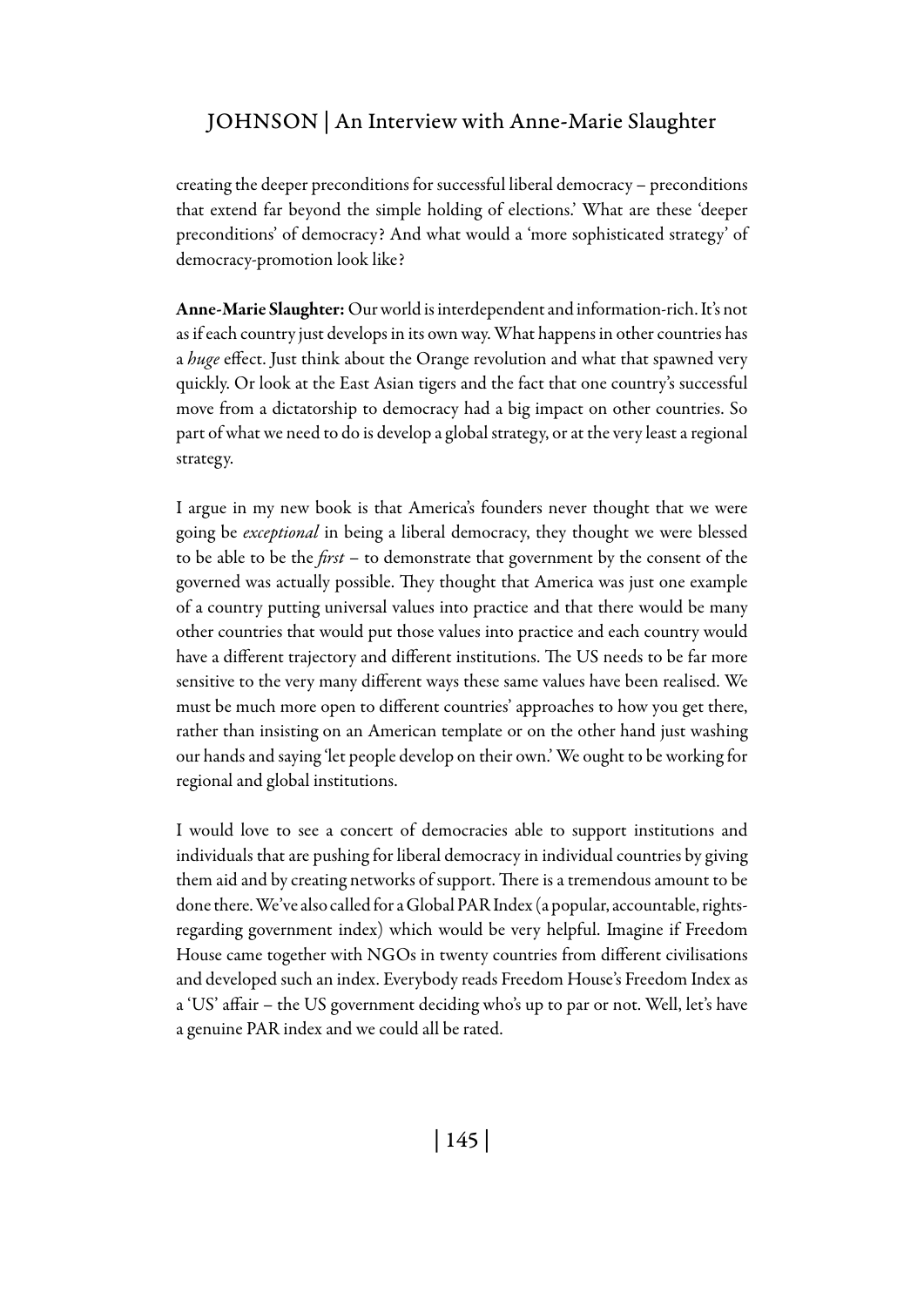creating the deeper preconditions for successful liberal democracy – preconditions that extend far beyond the simple holding of elections.' What are these 'deeper preconditions' of democracy? And what would a 'more sophisticated strategy' of democracy-promotion look like?

**Anne-Marie Slaughter:** Our world is interdependent and information-rich. It's not as if each country just develops in its own way. What happens in other countries has a *huge* effect. Just think about the Orange revolution and what that spawned very quickly. Or look at the East Asian tigers and the fact that one country's successful move from a dictatorship to democracy had a big impact on other countries. So part of what we need to do is develop a global strategy, or at the very least a regional strategy.

I argue in my new book is that America's founders never thought that we were going be *exceptional* in being a liberal democracy, they thought we were blessed to be able to be the *first* – to demonstrate that government by the consent of the governed was actually possible. They thought that America was just one example of a country putting universal values into practice and that there would be many other countries that would put those values into practice and each country would have a different trajectory and different institutions. The US needs to be far more sensitive to the very many different ways these same values have been realised. We must be much more open to different countries' approaches to how you get there, rather than insisting on an American template or on the other hand just washing our hands and saying 'let people develop on their own.' We ought to be working for regional and global institutions.

I would love to see a concert of democracies able to support institutions and individuals that are pushing for liberal democracy in individual countries by giving them aid and by creating networks of support. There is a tremendous amount to be done there. We've also called for a Global PAR Index (a popular, accountable, rights-regarding government index) which would be very helpful. Imagine if Freedom House came together with NGOs in twenty countries from different civilisations and developed such an index. Everybody reads Freedom House's Freedom Index as a 'US' affair – the US government deciding who's up to par or not. Well, let's have a genuine PAR index and we could all be rated.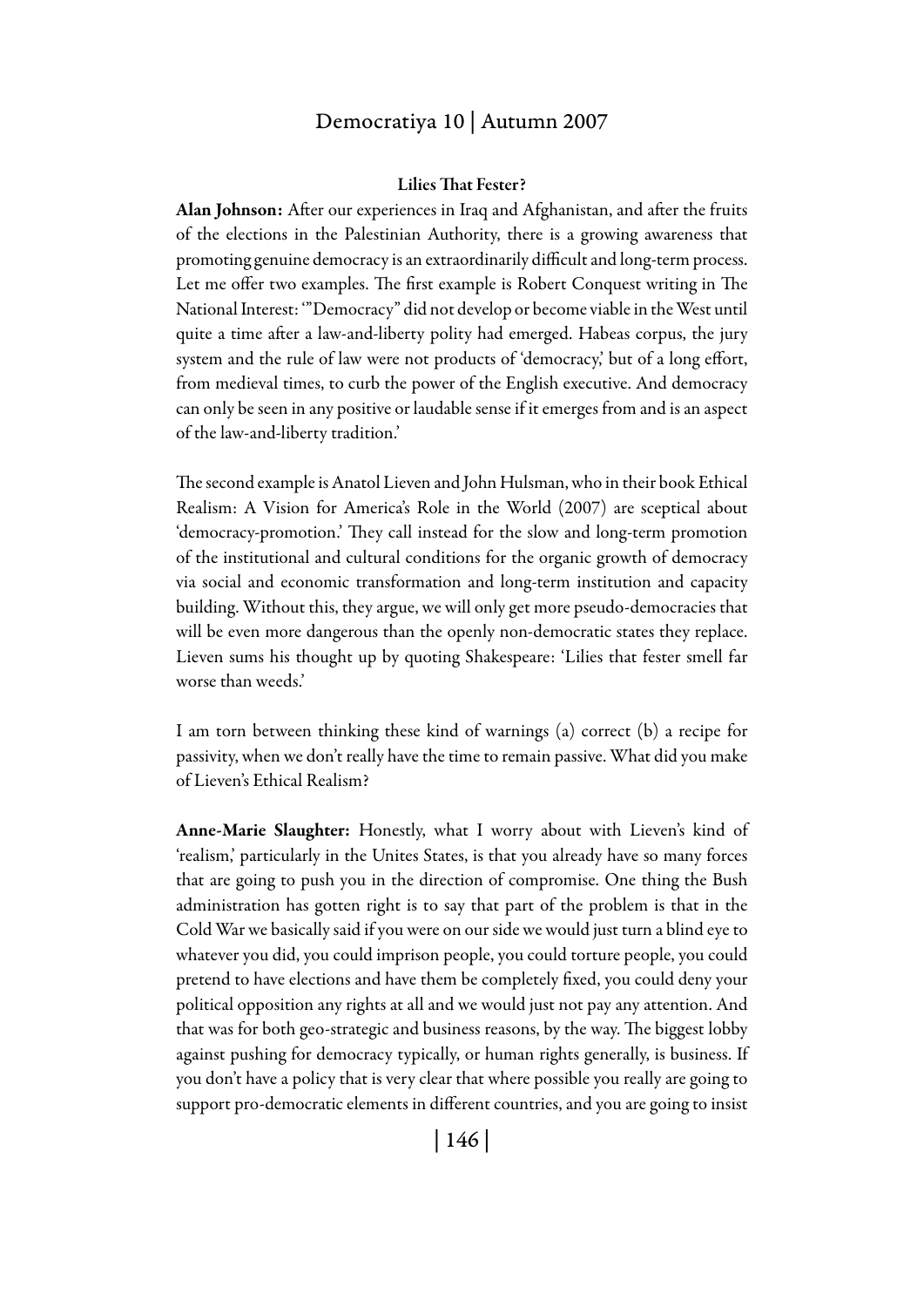### Lilies That Fester?

**Alan Johnson:** After our experiences in Iraq and Afghanistan, and after the fruits of the elections in the Palestinian Authority, there is a growing awareness that promoting genuine democracy is an extraordinarily difficult and long-term process. Let me offer two examples. The first example is Robert Conquest writing in The National Interest: '"Democracy" did not develop or become viable in the West until quite a time after a law-and-liberty polity had emerged. Habeas corpus, the jury system and the rule of law were not products of 'democracy,' but of a long effort, from medieval times, to curb the power of the English executive. And democracy can only be seen in any positive or laudable sense if it emerges from and is an aspect of the law-and-liberty tradition.'

The second example is Anatol Lieven and John Hulsman, who in their book Ethical Realism: A Vision for America's Role in the World (2007) are sceptical about 'democracy-promotion.' They call instead for the slow and long-term promotion of the institutional and cultural conditions for the organic growth of democracy via social and economic transformation and long-term institution and capacity building. Without this, they argue, we will only get more pseudo-democracies that will be even more dangerous than the openly non-democratic states they replace. Lieven sums his thought up by quoting Shakespeare: 'Lilies that fester smell far worse than weeds.'

I am torn between thinking these kind of warnings (a) correct (b) a recipe for passivity, when we don't really have the time to remain passive. What did you make of Lieven's Ethical Realism?

**Anne-Marie Slaughter:** Honestly, what I worry about with Lieven's kind of 'realism,' particularly in the Unites States, is that you already have so many forces that are going to push you in the direction of compromise. One thing the Bush administration has gotten right is to say that part of the problem is that in the Cold War we basically said if you were on our side we would just turn a blind eye to whatever you did, you could imprison people, you could torture people, you could pretend to have elections and have them be completely fixed, you could deny your political opposition any rights at all and we would just not pay any attention. And that was for both geo-strategic and business reasons, by the way. The biggest lobby against pushing for democracy typically, or human rights generally, is business. If you don't have a policy that is very clear that where possible you really are going to support pro-democratic elements in different countries, and you are going to insist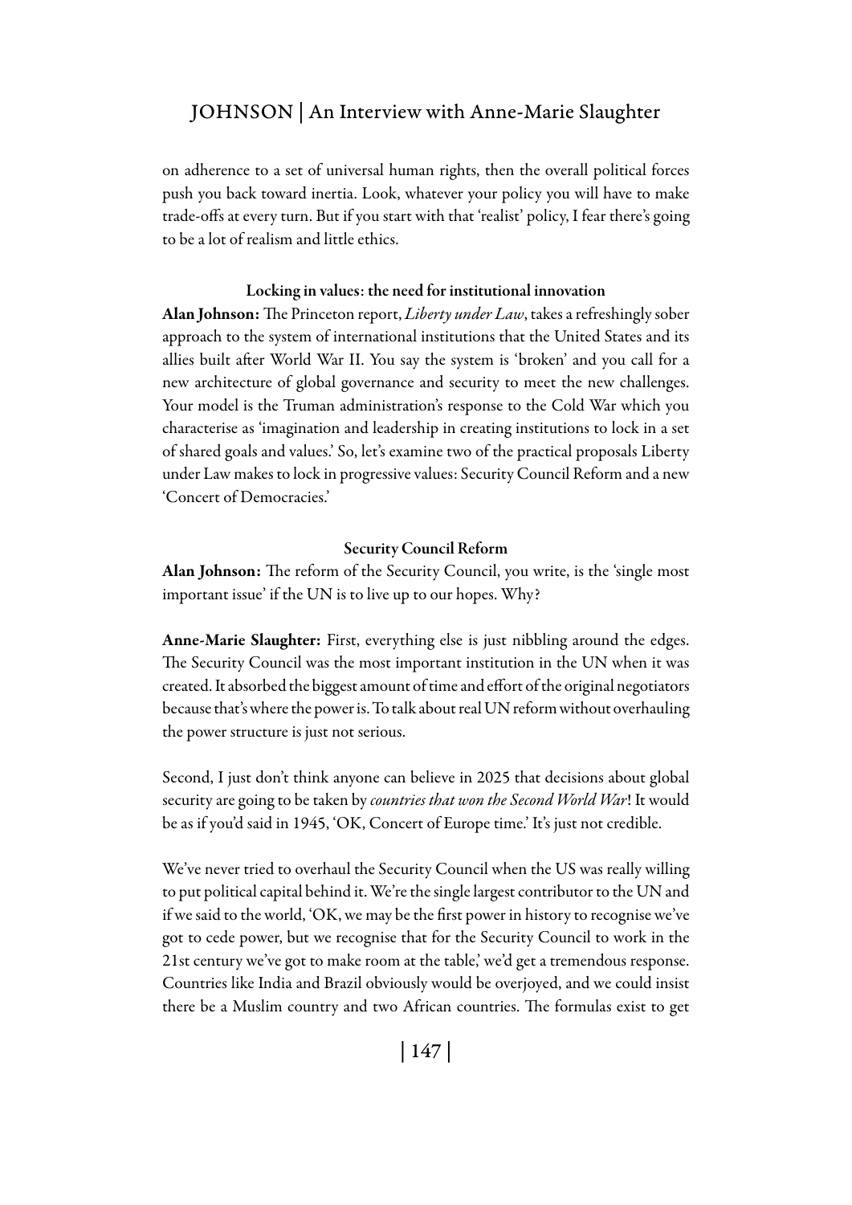on adherence to a set of universal human rights, then the overall political forces push you back toward inertia. Look, whatever your policy you will have to make trade-offs at every turn. But if you start with that 'realist' policy, I fear there's going to be a lot of realism and little ethics.

### Locking in values: the need for institutional innovation

**Alan Johnson:** The Princeton report, *Liberty under Law*, takes a refreshingly sober approach to the system of international institutions that the United States and its allies built after World War II. You say the system is 'broken' and you call for a new architecture of global governance and security to meet the new challenges. Your model is the Truman administration's response to the Cold War which you characterise as 'imagination and leadership in creating institutions to lock in a set of shared goals and values.' So, let's examine two of the practical proposals Liberty under Law makes to lock in progressive values: Security Council Reform and a new 'Concert of Democracies.'

### Security Council Reform

**Alan Johnson:** The reform of the Security Council, you write, is the 'single most important issue' if the UN is to live up to our hopes. Why?

**Anne-Marie Slaughter:** First, everything else is just nibbling around the edges. The Security Council was the most important institution in the UN when it was created. It absorbed the biggest amount of time and effort of the original negotiators because that's where the power is. To talk about real UN reform without overhauling the power structure is just not serious.

Second, I just don't think anyone can believe in 2025 that decisions about global security are going to be taken by *countries that won the Second World War*! It would be as if you'd said in 1945, 'OK, Concert of Europe time.' It's just not credible.

We've never tried to overhaul the Security Council when the US was really willing to put political capital behind it. We're the single largest contributor to the UN and if we said to the world, 'OK, we may be the first power in history to recognise we've got to cede power, but we recognise that for the Security Council to work in the 21st century we've got to make room at the table,' we'd get a tremendous response. Countries like India and Brazil obviously would be overjoyed, and we could insist there be a Muslim country and two African countries. The formulas exist to get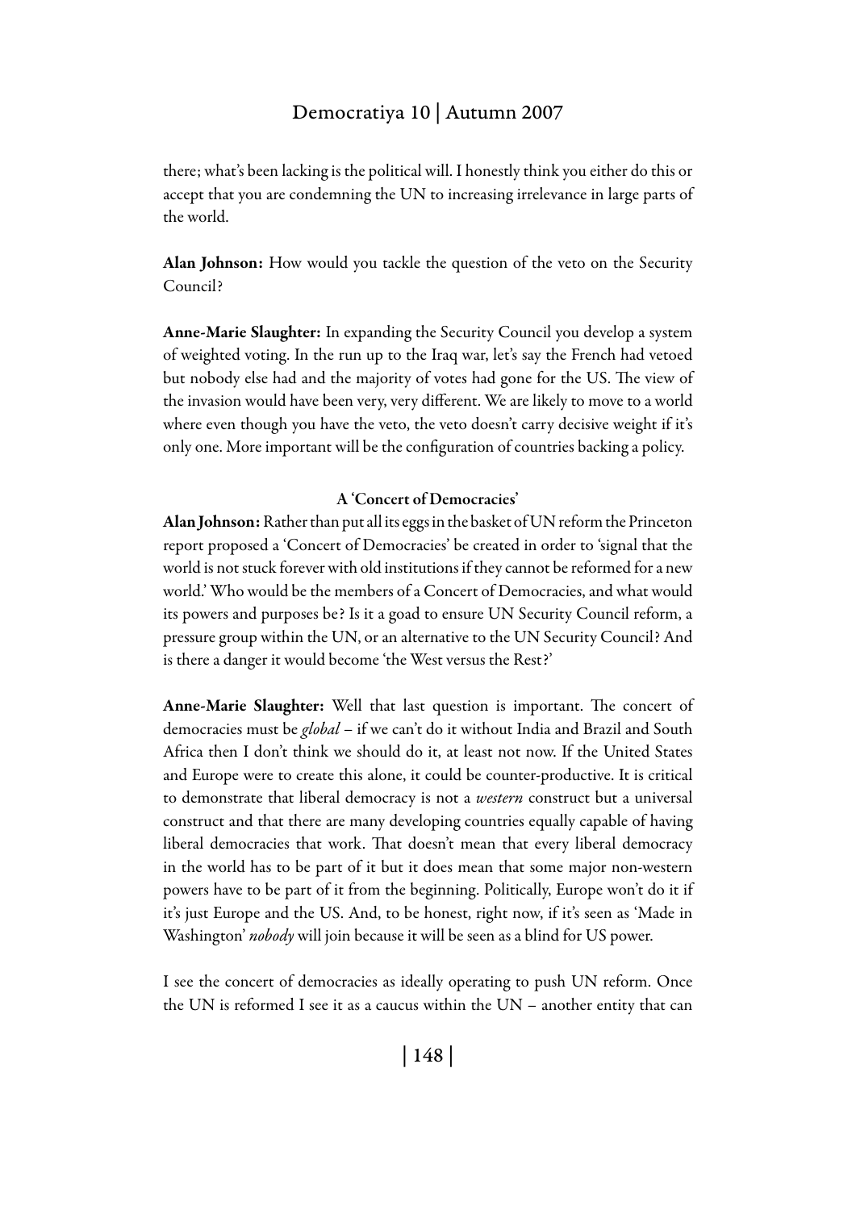there; what's been lacking is the political will. I honestly think you either do this or accept that you are condemning the UN to increasing irrelevance in large parts of the world.

**Alan Johnson:** How would you tackle the question of the veto on the Security Council?

**Anne-Marie Slaughter:** In expanding the Security Council you develop a system of weighted voting. In the run up to the Iraq war, let's say the French had vetoed but nobody else had and the majority of votes had gone for the US. The view of the invasion would have been very, very different. We are likely to move to a world where even though you have the veto, the veto doesn't carry decisive weight if it's only one. More important will be the configuration of countries backing a policy.

### A 'Concert of Democracies'

**Alan Johnson:** Rather than put all its eggs in the basket of UN reform the Princeton report proposed a 'Concert of Democracies' be created in order to 'signal that the world is not stuck forever with old institutions if they cannot be reformed for a new world.' Who would be the members of a Concert of Democracies, and what would its powers and purposes be? Is it a goad to ensure UN Security Council reform, a pressure group within the UN, or an alternative to the UN Security Council? And is there a danger it would become 'the West versus the Rest?'

**Anne-Marie Slaughter:** Well that last question is important. The concert of democracies must be *global* – if we can't do it without India and Brazil and South Africa then I don't think we should do it, at least not now. If the United States and Europe were to create this alone, it could be counter-productive. It is critical to demonstrate that liberal democracy is not a *western* construct but a universal construct and that there are many developing countries equally capable of having liberal democracies that work. That doesn't mean that every liberal democracy in the world has to be part of it but it does mean that some major non-western powers have to be part of it from the beginning. Politically, Europe won't do it if it's just Europe and the US. And, to be honest, right now, if it's seen as 'Made in Washington' *nobody* will join because it will be seen as a blind for US power.

I see the concert of democracies as ideally operating to push UN reform. Once the UN is reformed I see it as a caucus within the UN – another entity that can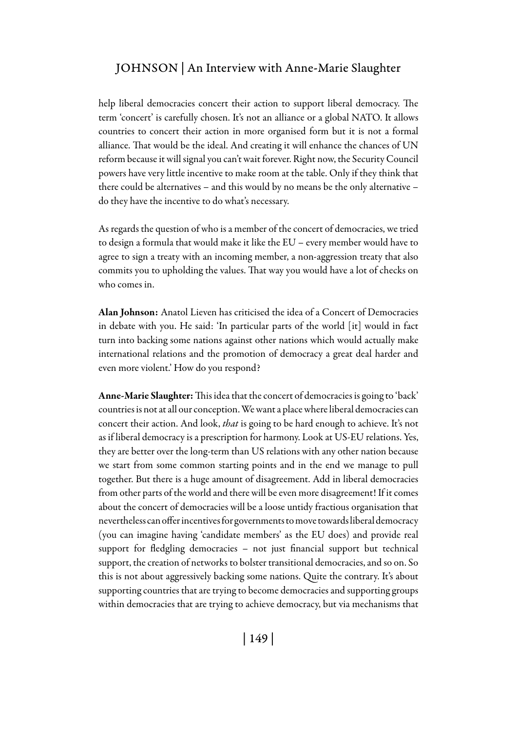help liberal democracies concert their action to support liberal democracy. The term 'concert' is carefully chosen. It's not an alliance or a global NATO. It allows countries to concert their action in more organised form but it is not a formal alliance. That would be the ideal. And creating it will enhance the chances of UN reform because it will signal you can't wait forever. Right now, the Security Council powers have very little incentive to make room at the table. Only if they think that there could be alternatives – and this would by no means be the only alternative – do they have the incentive to do what's necessary.

As regards the question of who is a member of the concert of democracies, we tried to design a formula that would make it like the EU – every member would have to agree to sign a treaty with an incoming member, a non-aggression treaty that also commits you to upholding the values. That way you would have a lot of checks on who comes in.

**Alan Johnson:** Anatol Lieven has criticised the idea of a Concert of Democracies in debate with you. He said: 'In particular parts of the world [it] would in fact turn into backing some nations against other nations which would actually make international relations and the promotion of democracy a great deal harder and even more violent.' How do you respond?

**Anne-Marie Slaughter:** This idea that the concert of democracies is going to 'back' countries is not at all our conception. We want a place where liberal democracies can concert their action. And look, *that* is going to be hard enough to achieve. It's not as if liberal democracy is a prescription for harmony. Look at US-EU relations. Yes, they are better over the long-term than US relations with any other nation because we start from some common starting points and in the end we manage to pull together. But there is a huge amount of disagreement. Add in liberal democracies from other parts of the world and there will be even more disagreement! If it comes about the concert of democracies will be a loose untidy fractious organisation that nevertheless can offer incentives for governments to move towards liberal democracy (you can imagine having 'candidate members' as the EU does) and provide real support for fledgling democracies – not just financial support but technical support, the creation of networks to bolster transitional democracies, and so on. So this is not about aggressively backing some nations. Quite the contrary. It's about supporting countries that are trying to become democracies and supporting groups within democracies that are trying to achieve democracy, but via mechanisms that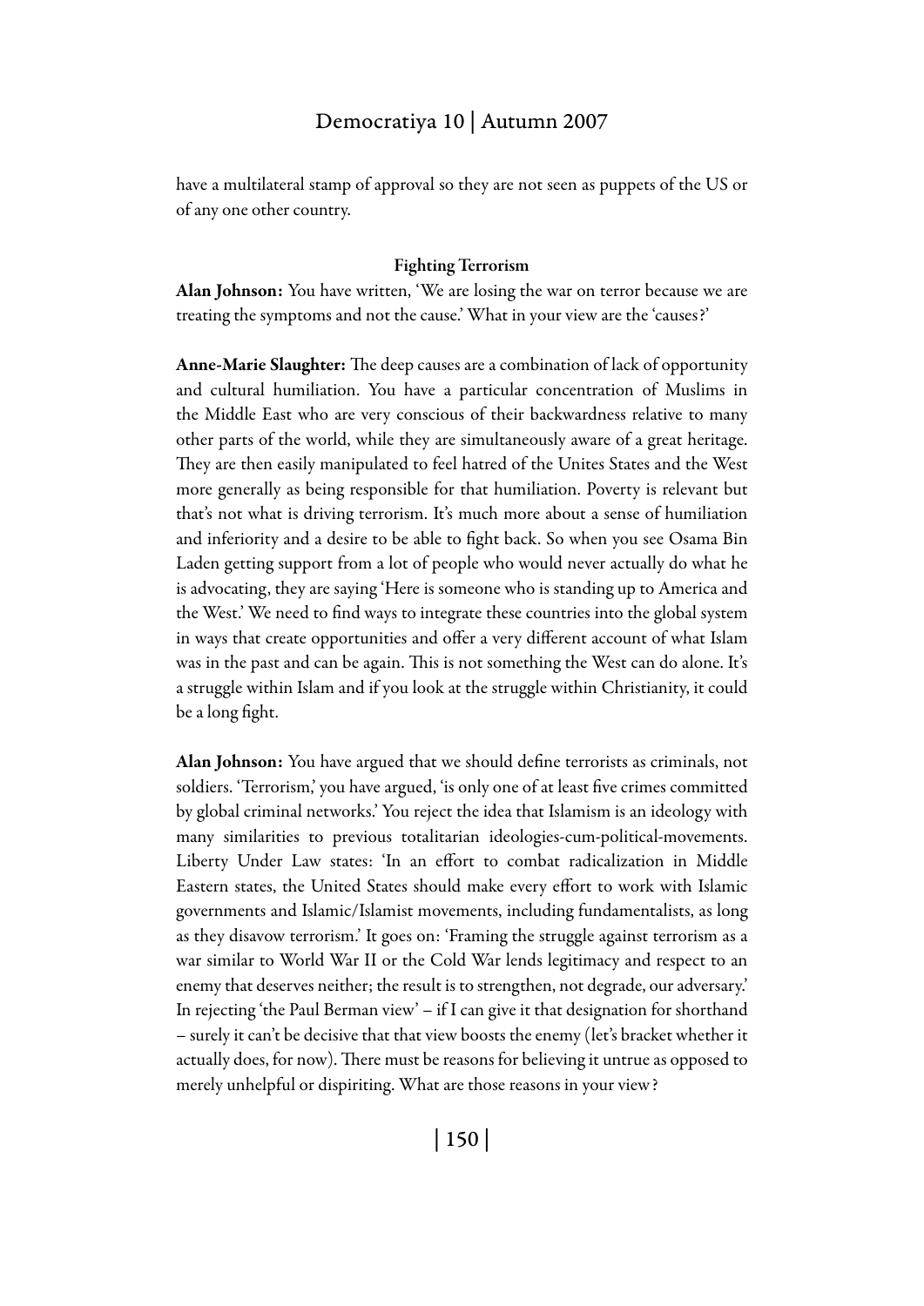have a multilateral stamp of approval so they are not seen as puppets of the US or of any one other country.

### Fighting Terrorism

**Alan Johnson:** You have written, 'We are losing the war on terror because we are treating the symptoms and not the cause.' What in your view are the 'causes?'

**Anne-Marie Slaughter:** The deep causes are a combination of lack of opportunity and cultural humiliation. You have a particular concentration of Muslims in the Middle East who are very conscious of their backwardness relative to many other parts of the world, while they are simultaneously aware of a great heritage. They are then easily manipulated to feel hatred of the Unites States and the West more generally as being responsible for that humiliation. Poverty is relevant but that's not what is driving terrorism. It's much more about a sense of humiliation and inferiority and a desire to be able to fight back. So when you see Osama Bin Laden getting support from a lot of people who would never actually do what he is advocating, they are saying 'Here is someone who is standing up to America and the West.' We need to find ways to integrate these countries into the global system in ways that create opportunities and offer a very different account of what Islam was in the past and can be again. This is not something the West can do alone. It's a struggle within Islam and if you look at the struggle within Christianity, it could be a long fight.

**Alan Johnson:** You have argued that we should define terrorists as criminals, not soldiers. 'Terrorism,' you have argued, 'is only one of at least five crimes committed by global criminal networks.' You reject the idea that Islamism is an ideology with many similarities to previous totalitarian ideologies-cum-political-movements. Liberty Under Law states: 'In an effort to combat radicalization in Middle Eastern states, the United States should make every effort to work with Islamic governments and Islamic/Islamist movements, including fundamentalists, as long as they disavow terrorism.' It goes on: 'Framing the struggle against terrorism as a war similar to World War II or the Cold War lends legitimacy and respect to an enemy that deserves neither; the result is to strengthen, not degrade, our adversary.' In rejecting 'the Paul Berman view' – if I can give it that designation for shorthand – surely it can't be decisive that that view boosts the enemy (let's bracket whether it actually does, for now). There must be reasons for believing it untrue as opposed to merely unhelpful or dispiriting. What are those reasons in your view?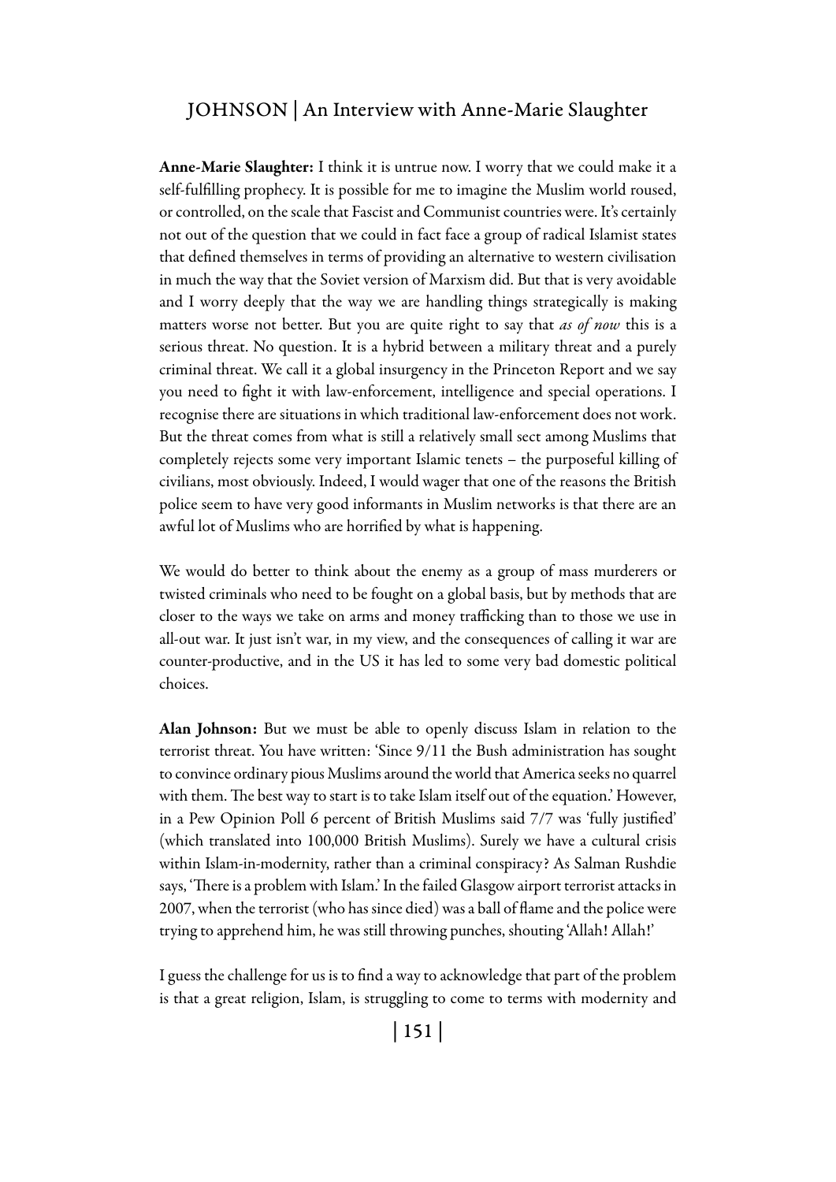**Anne-Marie Slaughter:** I think it is untrue now. I worry that we could make it a self-fulfilling prophecy. It is possible for me to imagine the Muslim world roused, or controlled, on the scale that Fascist and Communist countries were. It's certainly not out of the question that we could in fact face a group of radical Islamist states that defined themselves in terms of providing an alternative to western civilisation in much the way that the Soviet version of Marxism did. But that is very avoidable and I worry deeply that the way we are handling things strategically is making matters worse not better. But you are quite right to say that *as of now* this is a serious threat. No question. It is a hybrid between a military threat and a purely criminal threat. We call it a global insurgency in the Princeton Report and we say you need to fight it with law-enforcement, intelligence and special operations. I recognise there are situations in which traditional law-enforcement does not work. But the threat comes from what is still a relatively small sect among Muslims that completely rejects some very important Islamic tenets – the purposeful killing of civilians, most obviously. Indeed, I would wager that one of the reasons the British police seem to have very good informants in Muslim networks is that there are an awful lot of Muslims who are horrified by what is happening.

We would do better to think about the enemy as a group of mass murderers or twisted criminals who need to be fought on a global basis, but by methods that are closer to the ways we take on arms and money trafficking than to those we use in all-out war. It just isn't war, in my view, and the consequences of calling it war are counter-productive, and in the US it has led to some very bad domestic political choices.

**Alan Johnson:** But we must be able to openly discuss Islam in relation to the terrorist threat. You have written: 'Since 9/11 the Bush administration has sought to convince ordinary pious Muslims around the world that America seeks no quarrel with them. The best way to start is to take Islam itself out of the equation.' However, in a Pew Opinion Poll 6 percent of British Muslims said 7/7 was 'fully justified' (which translated into 100,000 British Muslims). Surely we have a cultural crisis within Islam-in-modernity, rather than a criminal conspiracy? As Salman Rushdie says, 'There is a problem with Islam.' In the failed Glasgow airport terrorist attacks in 2007, when the terrorist (who has since died) was a ball of flame and the police were trying to apprehend him, he was still throwing punches, shouting 'Allah! Allah!'

I guess the challenge for us is to find a way to acknowledge that part of the problem is that a great religion, Islam, is struggling to come to terms with modernity and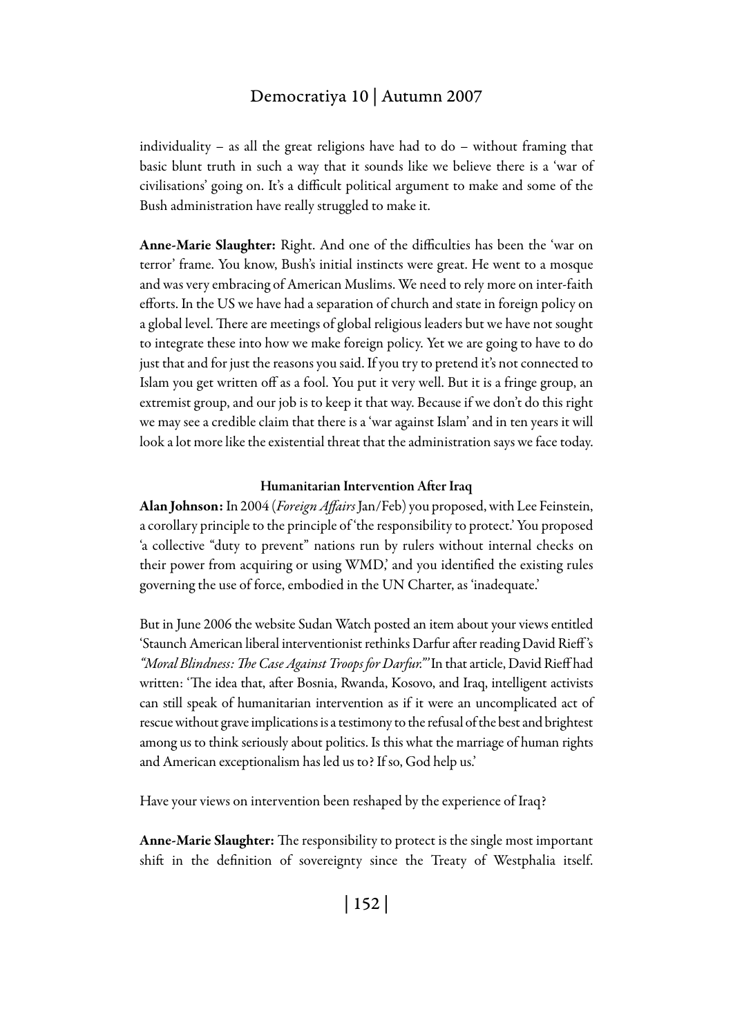individuality – as all the great religions have had to do – without framing that basic blunt truth in such a way that it sounds like we believe there is a 'war of civilisations' going on. It's a difficult political argument to make and some of the Bush administration have really struggled to make it.

**Anne-Marie Slaughter:** Right. And one of the difficulties has been the 'war on terror' frame. You know, Bush's initial instincts were great. He went to a mosque and was very embracing of American Muslims. We need to rely more on inter-faith efforts. In the US we have had a separation of church and state in foreign policy on a global level. There are meetings of global religious leaders but we have not sought to integrate these into how we make foreign policy. Yet we are going to have to do just that and for just the reasons you said. If you try to pretend it's not connected to Islam you get written off as a fool. You put it very well. But it is a fringe group, an extremist group, and our job is to keep it that way. Because if we don't do this right we may see a credible claim that there is a 'war against Islam' and in ten years it will look a lot more like the existential threat that the administration says we face today.

### Humanitarian Intervention After Iraq

**Alan Johnson:** In 2004 (*Foreign Affairs* Jan/Feb) you proposed, with Lee Feinstein, a corollary principle to the principle of 'the responsibility to protect.' You proposed 'a collective "duty to prevent" nations run by rulers without internal checks on their power from acquiring or using WMD,' and you identified the existing rules governing the use of force, embodied in the UN Charter, as 'inadequate.'

But in June 2006 the website Sudan Watch posted an item about your views entitled 'Staunch American liberal interventionist rethinks Darfur after reading David Rieff's *"Moral Blindness: The Case Against Troops for Darfur."*' In that article, David Rieff had written: 'The idea that, after Bosnia, Rwanda, Kosovo, and Iraq, intelligent activists can still speak of humanitarian intervention as if it were an uncomplicated act of rescue without grave implications is a testimony to the refusal of the best and brightest among us to think seriously about politics. Is this what the marriage of human rights and American exceptionalism has led us to? If so, God help us.'

Have your views on intervention been reshaped by the experience of Iraq?

**Anne-Marie Slaughter:** The responsibility to protect is the single most important shift in the definition of sovereignty since the Treaty of Westphalia itself.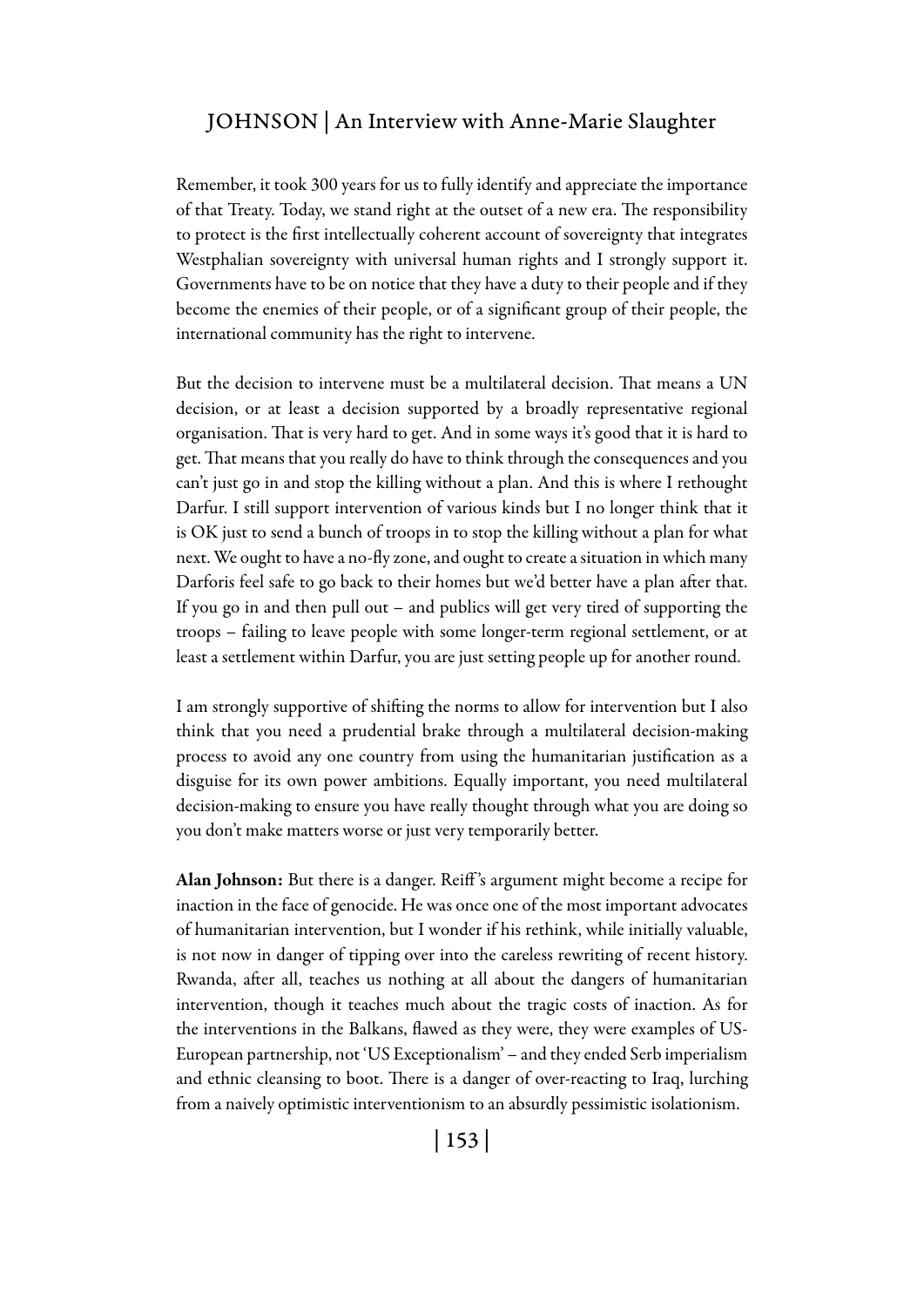Remember, it took 300 years for us to fully identify and appreciate the importance of that Treaty. Today, we stand right at the outset of a new era. The responsibility to protect is the first intellectually coherent account of sovereignty that integrates Westphalian sovereignty with universal human rights and I strongly support it. Governments have to be on notice that they have a duty to their people and if they become the enemies of their people, or of a significant group of their people, the international community has the right to intervene.

But the decision to intervene must be a multilateral decision. That means a UN decision, or at least a decision supported by a broadly representative regional organisation. That is very hard to get. And in some ways it's good that it is hard to get. That means that you really do have to think through the consequences and you can't just go in and stop the killing without a plan. And this is where I rethought Darfur. I still support intervention of various kinds but I no longer think that it is OK just to send a bunch of troops in to stop the killing without a plan for what next. We ought to have a no-fly zone, and ought to create a situation in which many Darforis feel safe to go back to their homes but we'd better have a plan after that. If you go in and then pull out – and publics will get very tired of supporting the troops – failing to leave people with some longer-term regional settlement, or at least a settlement within Darfur, you are just setting people up for another round.

I am strongly supportive of shifting the norms to allow for intervention but I also think that you need a prudential brake through a multilateral decision-making process to avoid any one country from using the humanitarian justification as a disguise for its own power ambitions. Equally important, you need multilateral decision-making to ensure you have really thought through what you are doing so you don't make matters worse or just very temporarily better.

**Alan Johnson:** But there is a danger. Reiff's argument might become a recipe for inaction in the face of genocide. He was once one of the most important advocates of humanitarian intervention, but I wonder if his rethink, while initially valuable, is not now in danger of tipping over into the careless rewriting of recent history. Rwanda, after all, teaches us nothing at all about the dangers of humanitarian intervention, though it teaches much about the tragic costs of inaction. As for the interventions in the Balkans, flawed as they were, they were examples of US-European partnership, not 'US Exceptionalism' – and they ended Serb imperialism and ethnic cleansing to boot. There is a danger of over-reacting to Iraq, lurching from a naively optimistic interventionism to an absurdly pessimistic isolationism.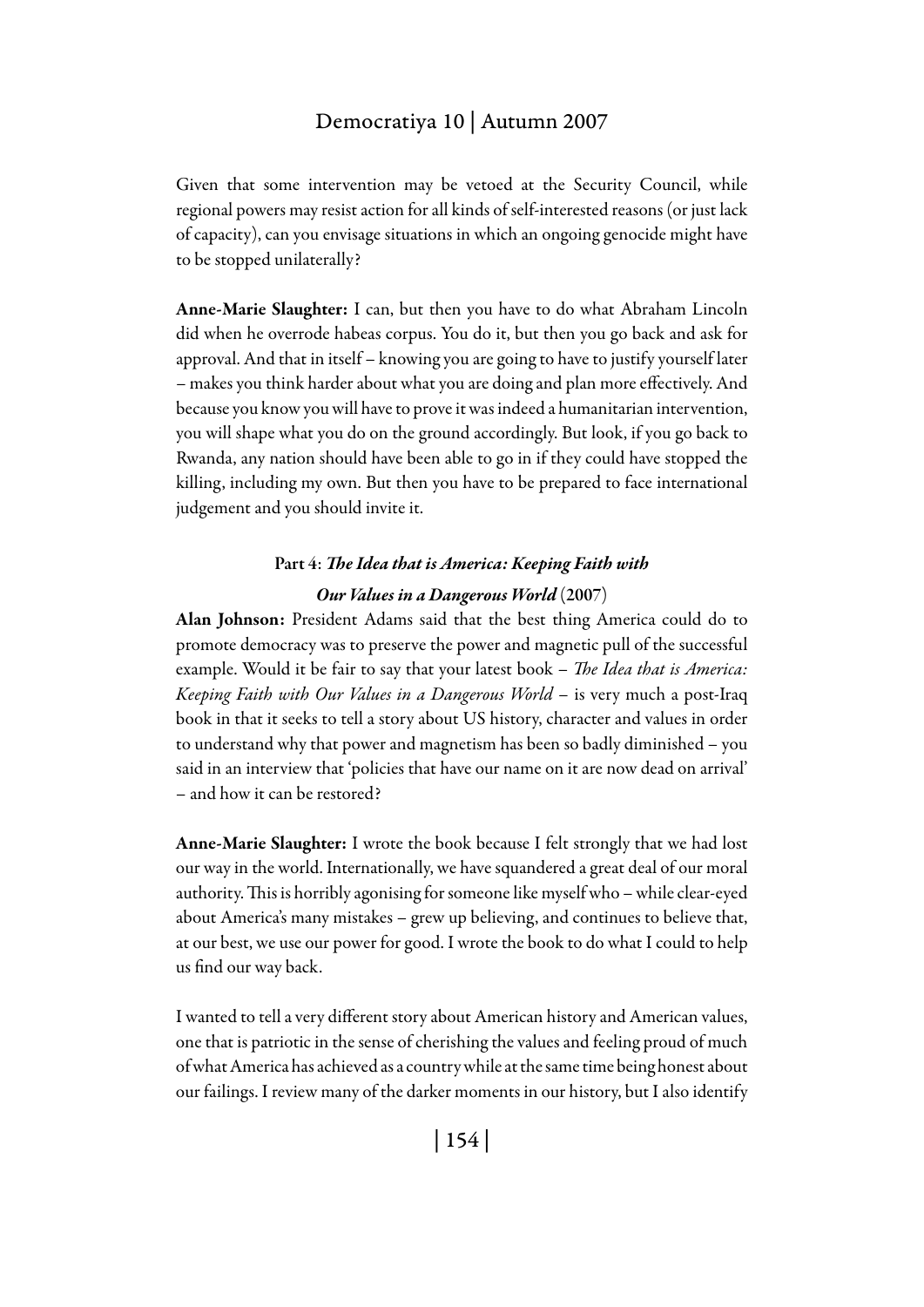Given that some intervention may be vetoed at the Security Council, while regional powers may resist action for all kinds of self-interested reasons (or just lack of capacity), can you envisage situations in which an ongoing genocide might have to be stopped unilaterally?

**Anne-Marie Slaughter:** I can, but then you have to do what Abraham Lincoln did when he overrode habeas corpus. You do it, but then you go back and ask for approval. And that in itself – knowing you are going to have to justify yourself later – makes you think harder about what you are doing and plan more effectively. And because you know you will have to prove it was indeed a humanitarian intervention, you will shape what you do on the ground accordingly. But look, if you go back to Rwanda, any nation should have been able to go in if they could have stopped the killing, including my own. But then you have to be prepared to face international judgement and you should invite it.

### Part 4: *The Idea that is America: Keeping Faith with Our Values in a Dangerous World* (2007)

**Alan Johnson:** President Adams said that the best thing America could do to promote democracy was to preserve the power and magnetic pull of the successful example. Would it be fair to say that your latest book – *The Idea that is America: Keeping Faith with Our Values in a Dangerous World* – is very much a post-Iraq book in that it seeks to tell a story about US history, character and values in order to understand why that power and magnetism has been so badly diminished – you said in an interview that 'policies that have our name on it are now dead on arrival' – and how it can be restored?

**Anne-Marie Slaughter:** I wrote the book because I felt strongly that we had lost our way in the world. Internationally, we have squandered a great deal of our moral authority. This is horribly agonising for someone like myself who – while clear-eyed about America's many mistakes – grew up believing, and continues to believe that, at our best, we use our power for good. I wrote the book to do what I could to help us find our way back.

I wanted to tell a very different story about American history and American values, one that is patriotic in the sense of cherishing the values and feeling proud of much of what America has achieved as a country while at the same time being honest about our failings. I review many of the darker moments in our history, but I also identify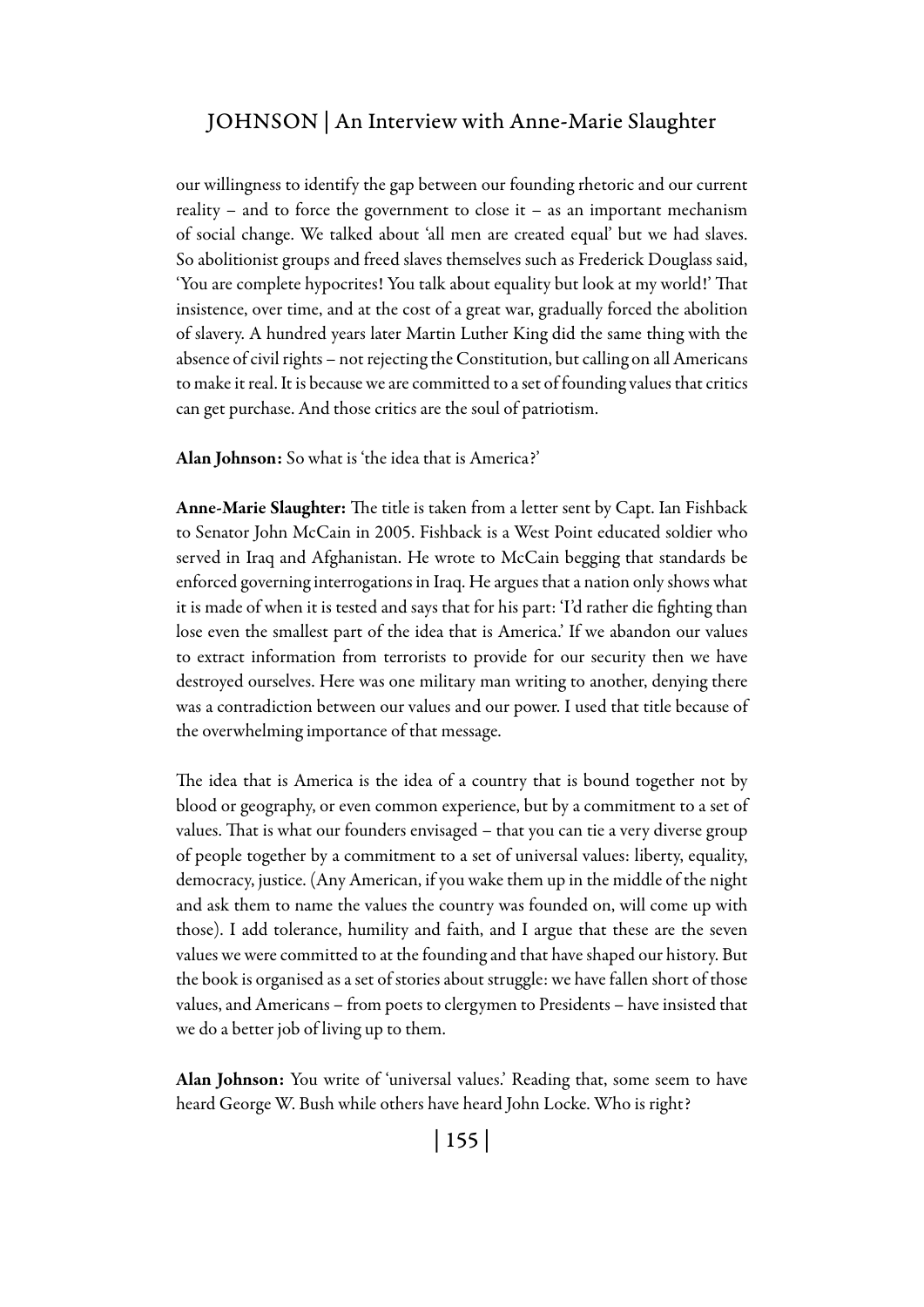our willingness to identify the gap between our founding rhetoric and our current reality – and to force the government to close it – as an important mechanism of social change. We talked about 'all men are created equal' but we had slaves. So abolitionist groups and freed slaves themselves such as Frederick Douglass said, 'You are complete hypocrites! You talk about equality but look at my world!' That insistence, over time, and at the cost of a great war, gradually forced the abolition of slavery. A hundred years later Martin Luther King did the same thing with the absence of civil rights – not rejecting the Constitution, but calling on all Americans to make it real. It is because we are committed to a set of founding values that critics can get purchase. And those critics are the soul of patriotism.

**Alan Johnson:** So what is 'the idea that is America?'

**Anne-Marie Slaughter:** The title is taken from a letter sent by Capt. Ian Fishback to Senator John McCain in 2005. Fishback is a West Point educated soldier who served in Iraq and Afghanistan. He wrote to McCain begging that standards be enforced governing interrogations in Iraq. He argues that a nation only shows what it is made of when it is tested and says that for his part: 'I'd rather die fighting than lose even the smallest part of the idea that is America.' If we abandon our values to extract information from terrorists to provide for our security then we have destroyed ourselves. Here was one military man writing to another, denying there was a contradiction between our values and our power. I used that title because of the overwhelming importance of that message.

The idea that is America is the idea of a country that is bound together not by blood or geography, or even common experience, but by a commitment to a set of values. That is what our founders envisaged – that you can tie a very diverse group of people together by a commitment to a set of universal values: liberty, equality, democracy, justice. (Any American, if you wake them up in the middle of the night and ask them to name the values the country was founded on, will come up with those). I add tolerance, humility and faith, and I argue that these are the seven values we were committed to at the founding and that have shaped our history. But the book is organised as a set of stories about struggle: we have fallen short of those values, and Americans – from poets to clergymen to Presidents – have insisted that we do a better job of living up to them.

**Alan Johnson:** You write of 'universal values.' Reading that, some seem to have heard George W. Bush while others have heard John Locke. Who is right?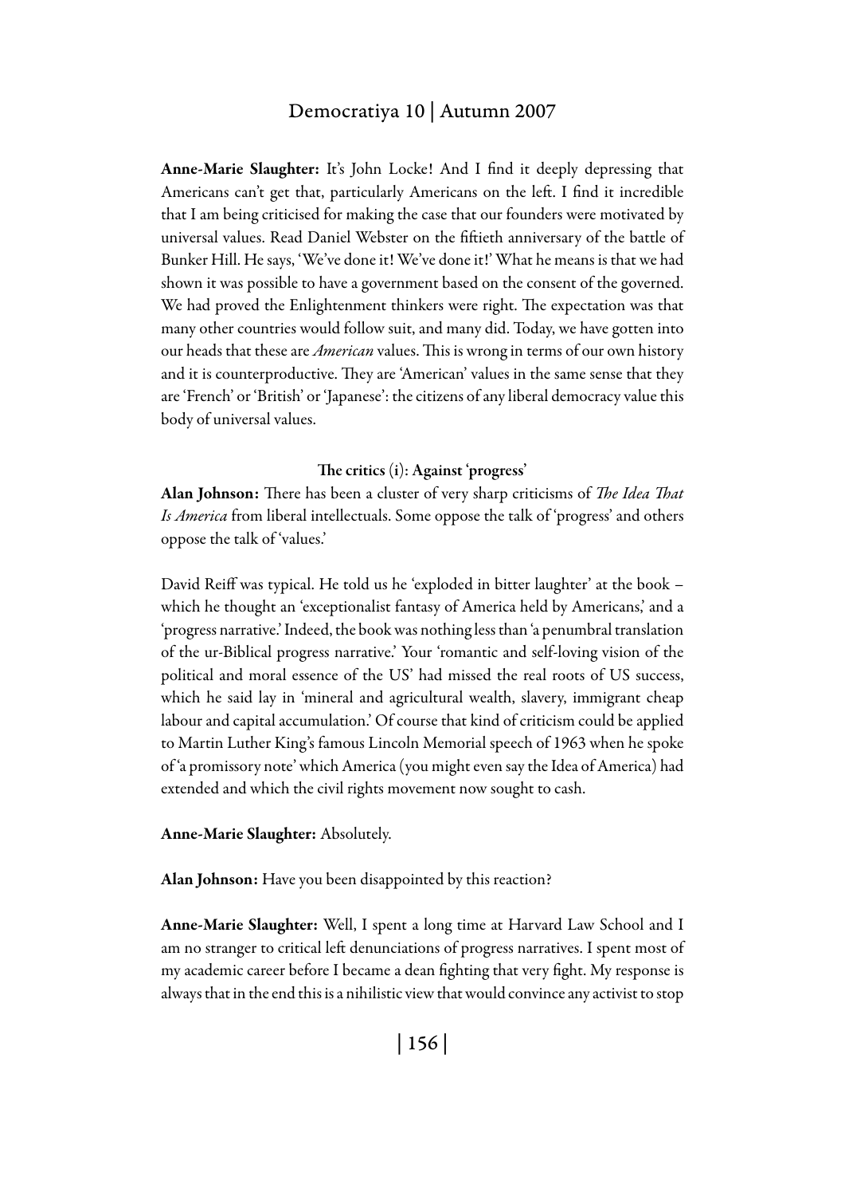**Anne-Marie Slaughter:** It's John Locke! And I find it deeply depressing that Americans can't get that, particularly Americans on the left. I find it incredible that I am being criticised for making the case that our founders were motivated by universal values. Read Daniel Webster on the fiftieth anniversary of the battle of Bunker Hill. He says, 'We've done it! We've done it!' What he means is that we had shown it was possible to have a government based on the consent of the governed. We had proved the Enlightenment thinkers were right. The expectation was that many other countries would follow suit, and many did. Today, we have gotten into our heads that these are *American* values. This is wrong in terms of our own history and it is counterproductive. They are 'American' values in the same sense that they are 'French' or 'British' or 'Japanese': the citizens of any liberal democracy value this body of universal values.

### The critics (i): Against 'progress'

**Alan Johnson:** There has been a cluster of very sharp criticisms of *The Idea That Is America* from liberal intellectuals. Some oppose the talk of 'progress' and others oppose the talk of 'values.'

David Reiff was typical. He told us he 'exploded in bitter laughter' at the book – which he thought an 'exceptionalist fantasy of America held by Americans,' and a 'progress narrative.' Indeed, the book was nothing less than 'a penumbral translation of the ur-Biblical progress narrative.' Your 'romantic and self-loving vision of the political and moral essence of the US' had missed the real roots of US success, which he said lay in 'mineral and agricultural wealth, slavery, immigrant cheap labour and capital accumulation.' Of course that kind of criticism could be applied to Martin Luther King's famous Lincoln Memorial speech of 1963 when he spoke of 'a promissory note' which America (you might even say the Idea of America) had extended and which the civil rights movement now sought to cash.

**Anne-Marie Slaughter:** Absolutely.

**Alan Johnson:** Have you been disappointed by this reaction?

**Anne-Marie Slaughter:** Well, I spent a long time at Harvard Law School and I am no stranger to critical left denunciations of progress narratives. I spent most of my academic career before I became a dean fighting that very fight. My response is always that in the end this is a nihilistic view that would convince any activist to stop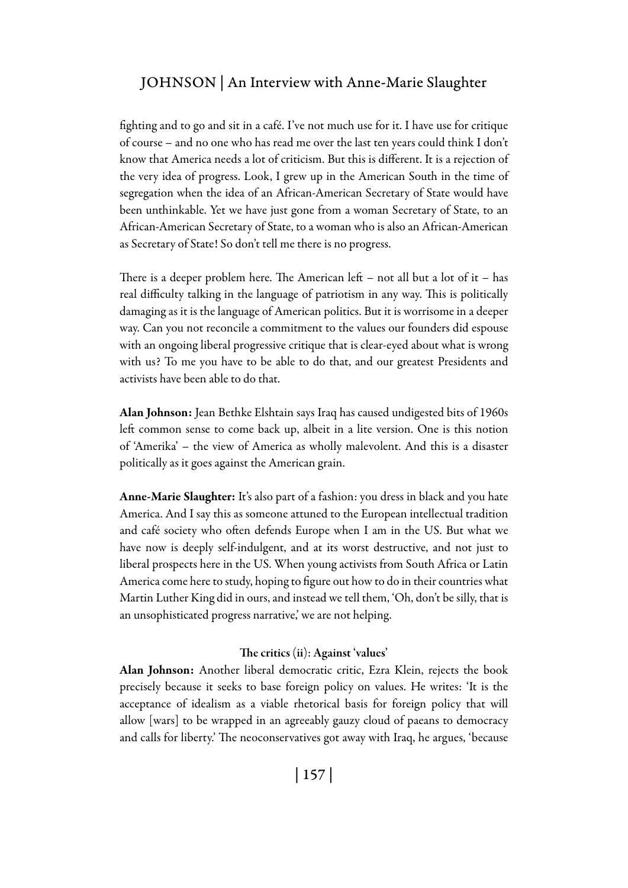fighting and to go and sit in a café. I've not much use for it. I have use for critique of course – and no one who has read me over the last ten years could think I don't know that America needs a lot of criticism. But this is different. It is a rejection of the very idea of progress. Look, I grew up in the American South in the time of segregation when the idea of an African-American Secretary of State would have been unthinkable. Yet we have just gone from a woman Secretary of State, to an African-American Secretary of State, to a woman who is also an African-American as Secretary of State! So don't tell me there is no progress.

There is a deeper problem here. The American left – not all but a lot of it – has real difficulty talking in the language of patriotism in any way. This is politically damaging as it is the language of American politics. But it is worrisome in a deeper way. Can you not reconcile a commitment to the values our founders did espouse with an ongoing liberal progressive critique that is clear-eyed about what is wrong with us? To me you have to be able to do that, and our greatest Presidents and activists have been able to do that.

**Alan Johnson:** Jean Bethke Elshtain says Iraq has caused undigested bits of 1960s left common sense to come back up, albeit in a lite version. One is this notion of 'Amerika' – the view of America as wholly malevolent. And this is a disaster politically as it goes against the American grain.

**Anne-Marie Slaughter:** It's also part of a fashion: you dress in black and you hate America. And I say this as someone attuned to the European intellectual tradition and café society who often defends Europe when I am in the US. But what we have now is deeply self-indulgent, and at its worst destructive, and not just to liberal prospects here in the US. When young activists from South Africa or Latin America come here to study, hoping to figure out how to do in their countries what Martin Luther King did in ours, and instead we tell them, 'Oh, don't be silly, that is an unsophisticated progress narrative,' we are not helping.

### The critics (ii): Against 'values'

**Alan Johnson:** Another liberal democratic critic, Ezra Klein, rejects the book precisely because it seeks to base foreign policy on values. He writes: 'It is the acceptance of idealism as a viable rhetorical basis for foreign policy that will allow [wars] to be wrapped in an agreeably gauzy cloud of paeans to democracy and calls for liberty.' The neoconservatives got away with Iraq, he argues, 'because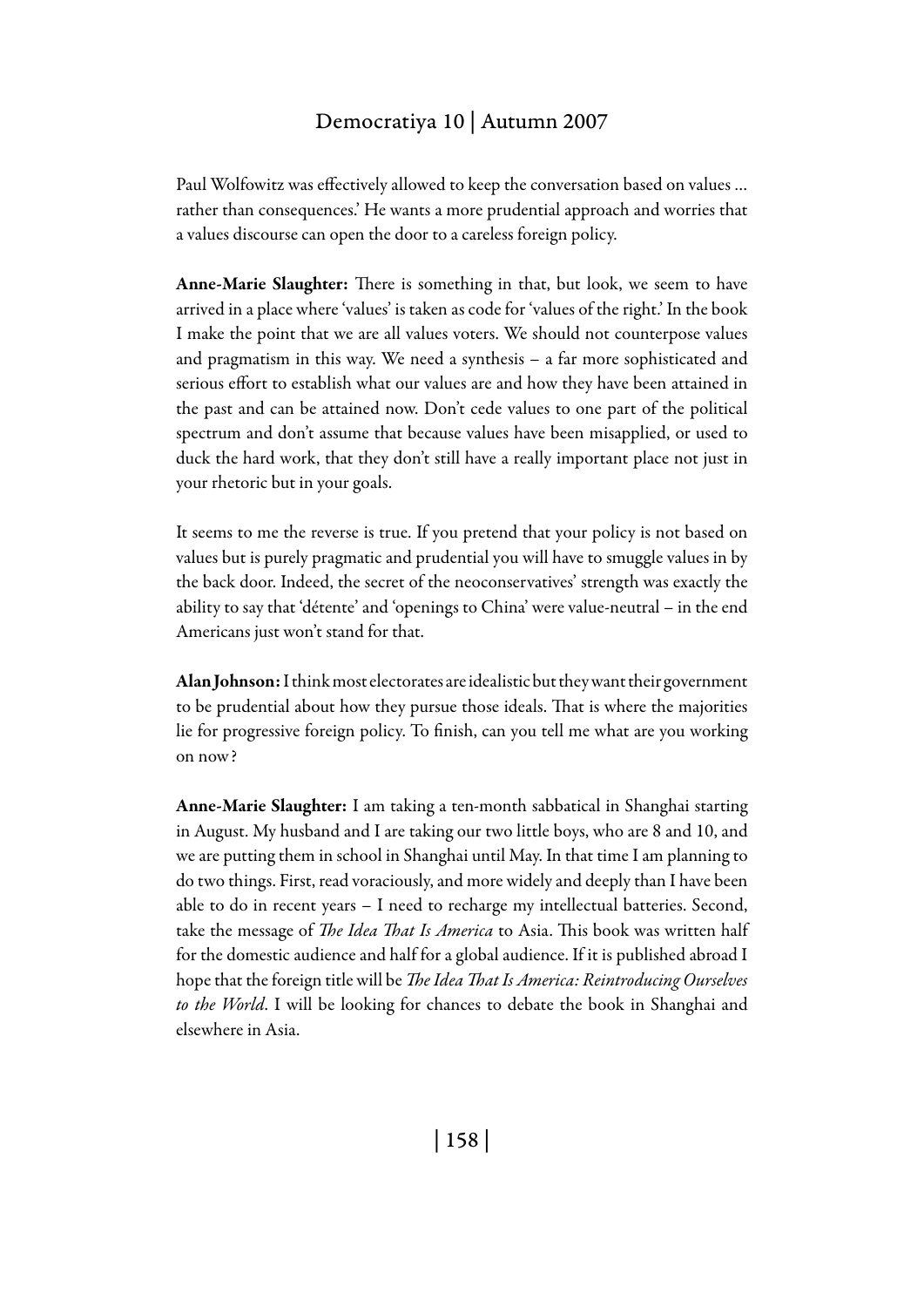Paul Wolfowitz was effectively allowed to keep the conversation based on values … rather than consequences.' He wants a more prudential approach and worries that a values discourse can open the door to a careless foreign policy.

**Anne-Marie Slaughter:** There is something in that, but look, we seem to have arrived in a place where 'values' is taken as code for 'values of the right.' In the book I make the point that we are all values voters. We should not counterpose values and pragmatism in this way. We need a synthesis – a far more sophisticated and serious effort to establish what our values are and how they have been attained in the past and can be attained now. Don't cede values to one part of the political spectrum and don't assume that because values have been misapplied, or used to duck the hard work, that they don't still have a really important place not just in your rhetoric but in your goals.

It seems to me the reverse is true. If you pretend that your policy is not based on values but is purely pragmatic and prudential you will have to smuggle values in by the back door. Indeed, the secret of the neoconservatives' strength was exactly the ability to say that 'détente' and 'openings to China' were value-neutral – in the end Americans just won't stand for that.

**Alan Johnson:** I think most electorates are idealistic but they want their government to be prudential about how they pursue those ideals. That is where the majorities lie for progressive foreign policy. To finish, can you tell me what are you working on now?

**Anne-Marie Slaughter:** I am taking a ten-month sabbatical in Shanghai starting in August. My husband and I are taking our two little boys, who are 8 and 10, and we are putting them in school in Shanghai until May. In that time I am planning to do two things. First, read voraciously, and more widely and deeply than I have been able to do in recent years – I need to recharge my intellectual batteries. Second, take the message of *The Idea That Is America* to Asia. This book was written half for the domestic audience and half for a global audience. If it is published abroad I hope that the foreign title will be *The Idea That Is America: Reintroducing Ourselves to the World*. I will be looking for chances to debate the book in Shanghai and elsewhere in Asia.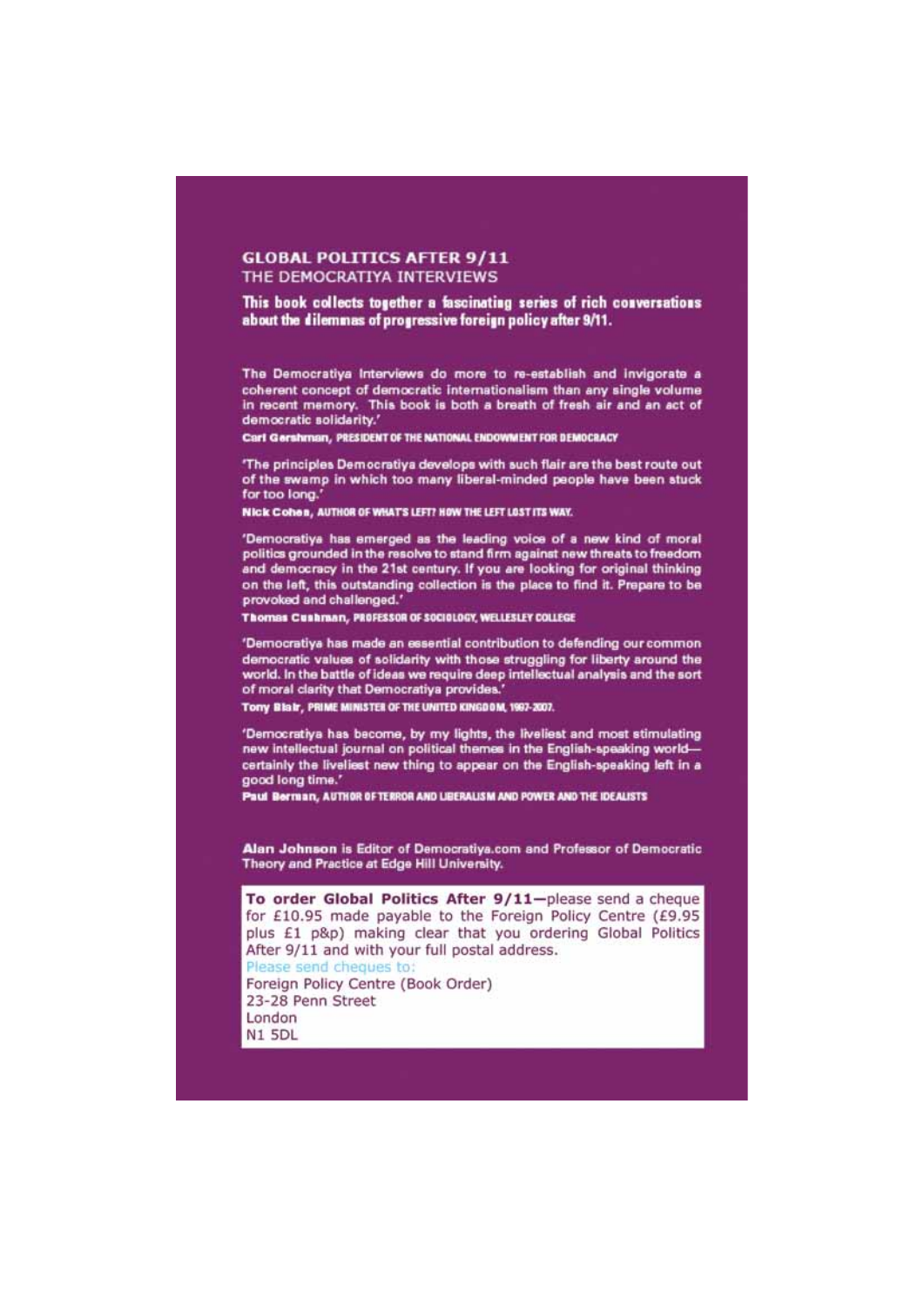## GLOBAL POLITICS AFTER 9/11
### THE DEMOCRATIYA INTERVIEWS

**This book collects together a fascinating series of rich conversations about the dilemmas of progressive foreign policy after 9/11.**

The Democratiya Interviews do more to re-establish and invigorate a coherent concept of democratic internationalism than any single volume in recent memory. This book is both a breath of fresh air and an act of democratic solidarity.'
**Carl Gershman**, PRESIDENT OF THE NATIONAL ENDOWMENT FOR DEMOCRACY

'The principles Democratiya develops with such flair are the best route out of the swamp in which too many liberal-minded people have been stuck for too long.'
**Nick Cohen**, AUTHOR OF WHAT'S LEFT? HOW THE LEFT LOST ITS WAY.

'Democratiya has emerged as the leading voice of a new kind of moral politics grounded in the resolve to stand firm against new threats to freedom and democracy in the 21st century. If you are looking for original thinking on the left, this outstanding collection is the place to find it. Prepare to be provoked and challenged.'
**Thomas Cushman**, PROFESSOR OF SOCIOLOGY, WELLESLEY COLLEGE

'Democratiya has made an essential contribution to defending our common democratic values of solidarity with those struggling for liberty around the world. In the battle of ideas we require deep intellectual analysis and the sort of moral clarity that Democratiya provides.'
**Tony Blair**, PRIME MINISTER OF THE UNITED KINGDOM, 1997-2007.

'Democratiya has become, by my lights, the liveliest and most stimulating new intellectual journal on political themes in the English-speaking world—certainly the liveliest new thing to appear on the English-speaking left in a good long time.'
**Paul Berman**, AUTHOR OF TERROR AND LIBERALISM AND POWER AND THE IDEALISTS

**Alan Johnson** is Editor of Democratiya.com and Professor of Democratic Theory and Practice at Edge Hill University.

**To order Global Politics After 9/11**—please send a cheque for £10.95 made payable to the Foreign Policy Centre (£9.95 plus £1 p&p) making clear that you ordering Global Politics After 9/11 and with your full postal address.

Please send cheques to:
Foreign Policy Centre (Book Order)
23-28 Penn Street
London
N1 5DL